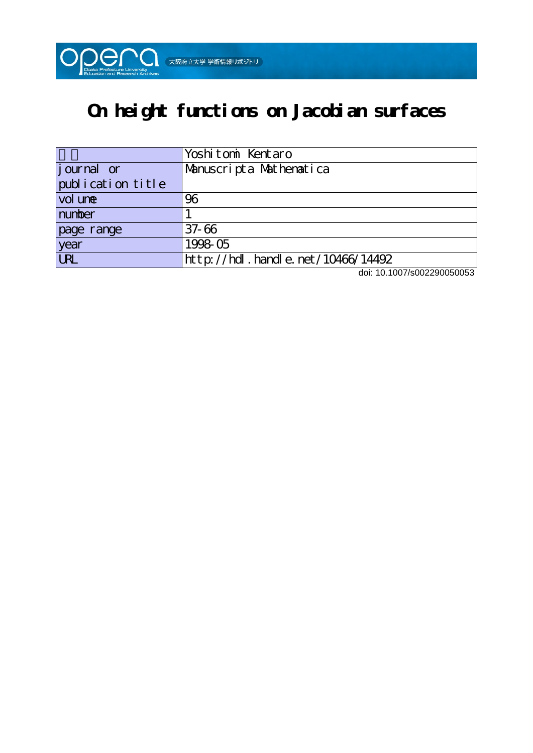# On height functions on Jacobian surfaces

| 著者 | Yoshitomi Kentaro |
|---|---|
| journal or publication title | Manuscripta Mathematica |
| volume | 96 |
| number | 1 |
| page range | 37-66 |
| year | 1998-05 |
| URL | http://hdl.handle.net/10466/14492 |

doi: 10.1007/s002290050053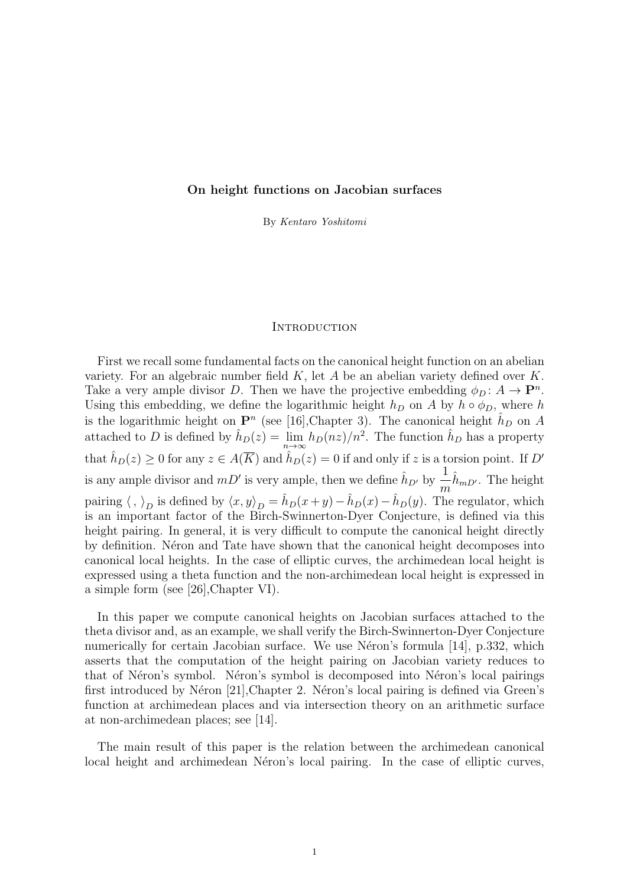**On height functions on Jacobian surfaces**

By *Kentaro Yoshitomi*

## Introduction

First we recall some fundamental facts on the canonical height function on an abelian variety. For an algebraic number field $K$, let $A$ be an abelian variety defined over $K$. Take a very ample divisor $D$. Then we have the projective embedding $\phi_D \colon A \to \mathbf{P}^n$. Using this embedding, we define the logarithmic height $h_D$ on $A$ by $h \circ \phi_D$, where $h$ is the logarithmic height on $\mathbf{P}^n$ (see [16],Chapter 3). The canonical height $\hat{h}_D$ on $A$ attached to $D$ is defined by $\hat{h}_D(z) = \lim_{n\to\infty} h_D(nz)/n^2$. The function $\hat{h}_D$ has a property that $\hat{h}_D(z) \geq 0$ for any $z \in A(\overline{K})$ and $\hat{h}_D(z) = 0$ if and only if $z$ is a torsion point. If $D'$ is any ample divisor and $mD'$ is very ample, then we define $\hat{h}_{D'}$ by $\dfrac{1}{m}\hat{h}_{mD'}$. The height pairing $\langle\, ,\, \rangle_D$ is defined by $\langle x, y\rangle_D = \hat{h}_D(x+y) - \hat{h}_D(x) - \hat{h}_D(y)$. The regulator, which is an important factor of the Birch-Swinnerton-Dyer Conjecture, is defined via this height pairing. In general, it is very difficult to compute the canonical height directly by definition. Néron and Tate have shown that the canonical height decomposes into canonical local heights. In the case of elliptic curves, the archimedean local height is expressed using a theta function and the non-archimedean local height is expressed in a simple form (see [26],Chapter VI).

In this paper we compute canonical heights on Jacobian surfaces attached to the theta divisor and, as an example, we shall verify the Birch-Swinnerton-Dyer Conjecture numerically for certain Jacobian surface. We use Néron's formula [14], p.332, which asserts that the computation of the height pairing on Jacobian variety reduces to that of Néron's symbol. Néron's symbol is decomposed into Néron's local pairings first introduced by Néron [21],Chapter 2. Néron's local pairing is defined via Green's function at archimedean places and via intersection theory on an arithmetic surface at non-archimedean places; see [14].

The main result of this paper is the relation between the archimedean canonical local height and archimedean Néron's local pairing. In the case of elliptic curves,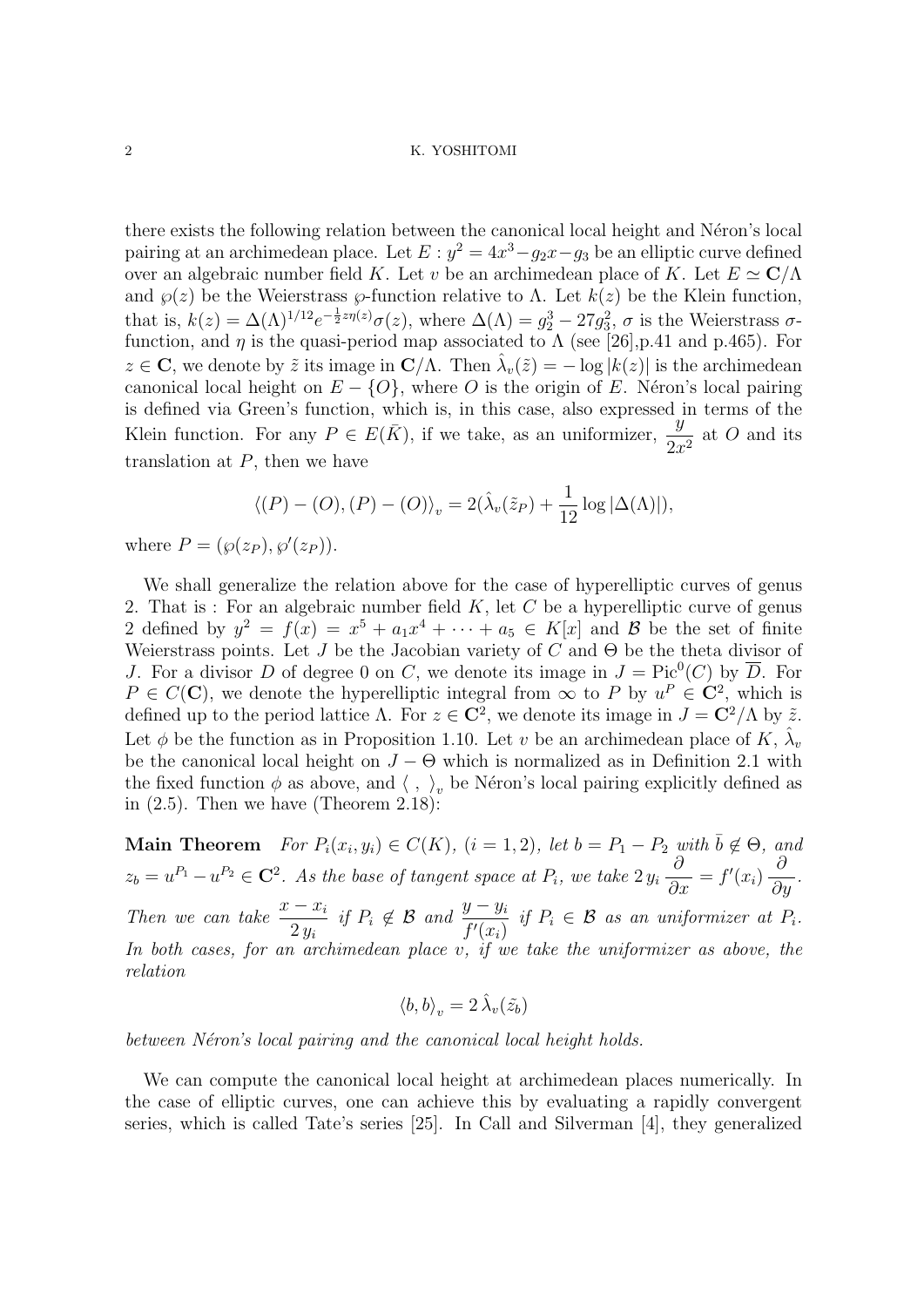there exists the following relation between the canonical local height and Néron's local pairing at an archimedean place. Let $E : y^2 = 4x^3 - g_2 x - g_3$ be an elliptic curve defined over an algebraic number field $K$. Let $v$ be an archimedean place of $K$. Let $E \simeq \mathbf{C}/\Lambda$ and $\wp(z)$ be the Weierstrass $\wp$-function relative to $\Lambda$. Let $k(z)$ be the Klein function, that is, $k(z) = \Delta(\Lambda)^{1/12} e^{-\frac{1}{2} z\eta(z)} \sigma(z)$, where $\Delta(\Lambda) = g_2^3 - 27 g_3^2$, $\sigma$ is the Weierstrass $\sigma$-function, and $\eta$ is the quasi-period map associated to $\Lambda$ (see [26],p.41 and p.465). For $z \in \mathbf{C}$, we denote by $\tilde{z}$ its image in $\mathbf{C}/\Lambda$. Then $\hat{\lambda}_v(\tilde{z}) = -\log |k(z)|$ is the archimedean canonical local height on $E - \{O\}$, where $O$ is the origin of $E$. Néron's local pairing is defined via Green's function, which is, in this case, also expressed in terms of the Klein function. For any $P \in E(\bar{K})$, if we take, as an uniformizer, $\dfrac{y}{2x^2}$ at $O$ and its translation at $P$, then we have

$$\langle (P) - (O), (P) - (O) \rangle_v = 2(\hat{\lambda}_v(\tilde{z}_P) + \frac{1}{12} \log |\Delta(\Lambda)|),$$

where $P = (\wp(z_P), \wp'(z_P))$.

We shall generalize the relation above for the case of hyperelliptic curves of genus 2. That is : For an algebraic number field $K$, let $C$ be a hyperelliptic curve of genus 2 defined by $y^2 = f(x) = x^5 + a_1 x^4 + \cdots + a_5 \in K[x]$ and $\mathcal{B}$ be the set of finite Weierstrass points. Let $J$ be the Jacobian variety of $C$ and $\Theta$ be the theta divisor of $J$. For a divisor $D$ of degree 0 on $C$, we denote its image in $J = \mathrm{Pic}^0(C)$ by $\overline{D}$. For $P \in C(\mathbf{C})$, we denote the hyperelliptic integral from $\infty$ to $P$ by $u^P \in \mathbf{C}^2$, which is defined up to the period lattice $\Lambda$. For $z \in \mathbf{C}^2$, we denote its image in $J = \mathbf{C}^2/\Lambda$ by $\tilde{z}$. Let $\phi$ be the function as in Proposition 1.10. Let $v$ be an archimedean place of $K$, $\hat{\lambda}_v$ be the canonical local height on $J - \Theta$ which is normalized as in Definition 2.1 with the fixed function $\phi$ as above, and $\langle\ ,\ \rangle_v$ be Néron's local pairing explicitly defined as in (2.5). Then we have (Theorem 2.18):

**Main Theorem** *For $P_i(x_i, y_i) \in C(K)$, $(i = 1, 2)$, let $b = P_1 - P_2$ with $\bar{b} \notin \Theta$, and $z_b = u^{P_1} - u^{P_2} \in \mathbf{C}^2$. As the base of tangent space at $P_i$, we take $2\,y_i \dfrac{\partial}{\partial x} = f'(x_i) \dfrac{\partial}{\partial y}$. Then we can take $\dfrac{x - x_i}{2\,y_i}$ if $P_i \notin \mathcal{B}$ and $\dfrac{y - y_i}{f'(x_i)}$ if $P_i \in \mathcal{B}$ as an uniformizer at $P_i$. In both cases, for an archimedean place $v$, if we take the uniformizer as above, the relation*

$$\langle b, b \rangle_v = 2\,\hat{\lambda}_v(\tilde{z_b})$$

*between Néron's local pairing and the canonical local height holds.*

We can compute the canonical local height at archimedean places numerically. In the case of elliptic curves, one can achieve this by evaluating a rapidly convergent series, which is called Tate's series [25]. In Call and Silverman [4], they generalized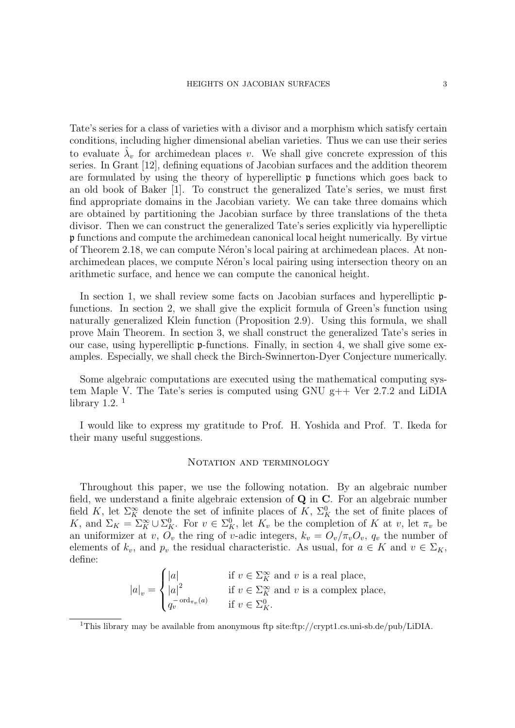Tate's series for a class of varieties with a divisor and a morphism which satisfy certain conditions, including higher dimensional abelian varieties. Thus we can use their series to evaluate $\hat{\lambda}_v$ for archimedean places $v$. We shall give concrete expression of this series. In Grant [12], defining equations of Jacobian surfaces and the addition theorem are formulated by using the theory of hyperelliptic $\mathfrak{p}$ functions which goes back to an old book of Baker [1]. To construct the generalized Tate's series, we must first find appropriate domains in the Jacobian variety. We can take three domains which are obtained by partitioning the Jacobian surface by three translations of the theta divisor. Then we can construct the generalized Tate's series explicitly via hyperelliptic $\mathfrak{p}$ functions and compute the archimedean canonical local height numerically. By virtue of Theorem 2.18, we can compute Néron's local pairing at archimedean places. At non-archimedean places, we compute Néron's local pairing using intersection theory on an arithmetic surface, and hence we can compute the canonical height.

In section 1, we shall review some facts on Jacobian surfaces and hyperelliptic $\mathfrak{p}$-functions. In section 2, we shall give the explicit formula of Green's function using naturally generalized Klein function (Proposition 2.9). Using this formula, we shall prove Main Theorem. In section 3, we shall construct the generalized Tate's series in our case, using hyperelliptic $\mathfrak{p}$-functions. Finally, in section 4, we shall give some examples. Especially, we shall check the Birch-Swinnerton-Dyer Conjecture numerically.

Some algebraic computations are executed using the mathematical computing system Maple V. The Tate's series is computed using GNU g++ Ver 2.7.2 and LiDIA library 1.2. [1]

I would like to express my gratitude to Prof. H. Yoshida and Prof. T. Ikeda for their many useful suggestions.

## Notation and terminology

Throughout this paper, we use the following notation. By an algebraic number field, we understand a finite algebraic extension of $\mathbf{Q}$ in $\mathbf{C}$. For an algebraic number field $K$, let $\Sigma_K^\infty$ denote the set of infinite places of $K$, $\Sigma_K^0$ the set of finite places of $K$, and $\Sigma_K = \Sigma_K^\infty \cup \Sigma_K^0$. For $v \in \Sigma_K^0$, let $K_v$ be the completion of $K$ at $v$, let $\pi_v$ be an uniformizer at $v$, $O_v$ the ring of $v$-adic integers, $k_v = O_v/\pi_v O_v$, $q_v$ the number of elements of $k_v$, and $p_v$ the residual characteristic. As usual, for $a \in K$ and $v \in \Sigma_K$, define:

$$|a|_v = \begin{cases} |a| & \text{if } v \in \Sigma_K^\infty \text{ and } v \text{ is a real place,} \\ |a|^2 & \text{if } v \in \Sigma_K^\infty \text{ and } v \text{ is a complex place,} \\ q_v^{-\operatorname{ord}_{\pi_v}(a)} & \text{if } v \in \Sigma_K^0. \end{cases}$$

[1] This library may be available from anonymous ftp site:ftp://crypt1.cs.uni-sb.de/pub/LiDIA.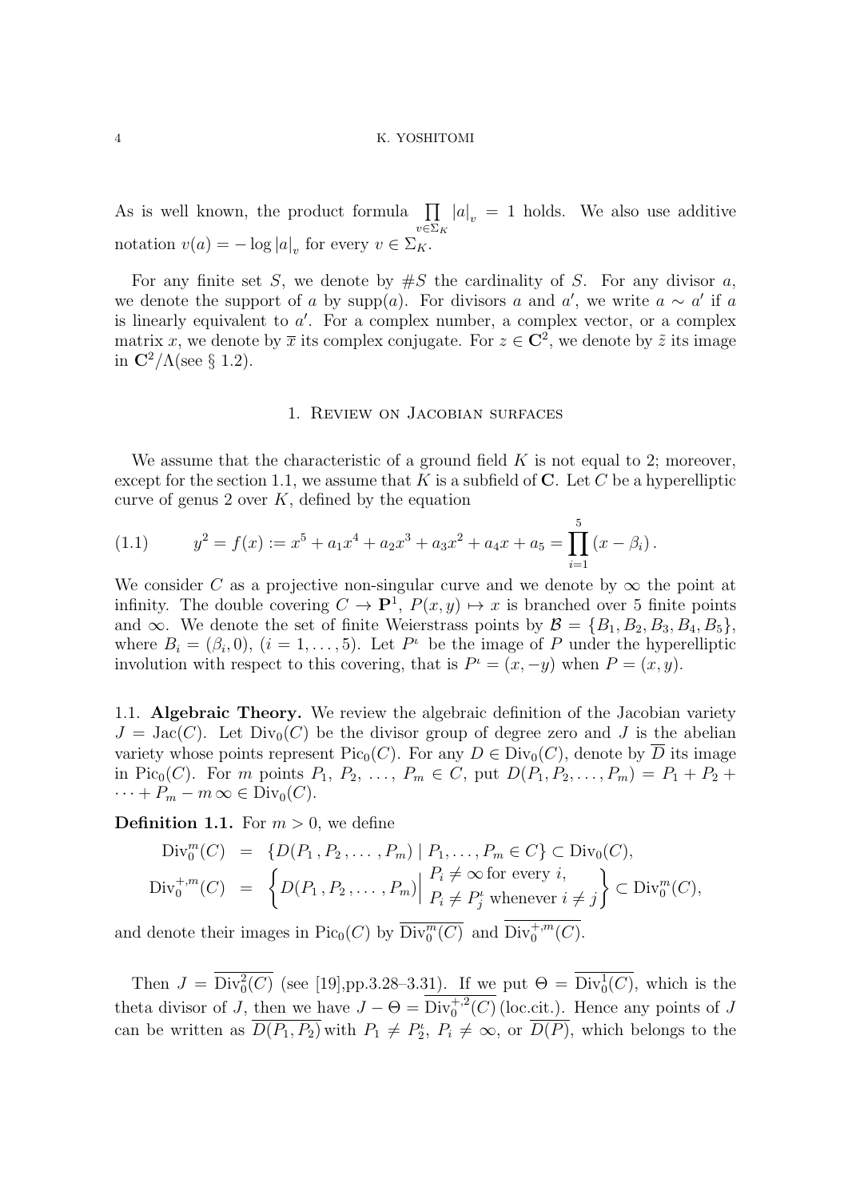As is well known, the product formula $\prod_{v\in\Sigma_K} |a|_v = 1$ holds. We also use additive notation $v(a) = -\log |a|_v$ for every $v \in \Sigma_K$.

For any finite set $S$, we denote by $\#S$ the cardinality of $S$. For any divisor $a$, we denote the support of $a$ by $\mathrm{supp}(a)$. For divisors $a$ and $a'$, we write $a \sim a'$ if $a$ is linearly equivalent to $a'$. For a complex number, a complex vector, or a complex matrix $x$, we denote by $\overline{x}$ its complex conjugate. For $z \in \mathbf{C}^2$, we denote by $\tilde{z}$ its image in $\mathbf{C}^2/\Lambda$(see § 1.2).

## 1. Review on Jacobian surfaces

We assume that the characteristic of a ground field $K$ is not equal to 2; moreover, except for the section 1.1, we assume that $K$ is a subfield of $\mathbf{C}$. Let $C$ be a hyperelliptic curve of genus 2 over $K$, defined by the equation

$$
(1.1) \qquad y^2 = f(x) := x^5 + a_1x^4 + a_2x^3 + a_3x^2 + a_4x + a_5 = \prod_{i=1}^{5} (x - \beta_i)\,.
$$

We consider $C$ as a projective non-singular curve and we denote by $\infty$ the point at infinity. The double covering $C \to \mathbf{P}^1$, $P(x, y) \mapsto x$ is branched over 5 finite points and $\infty$. We denote the set of finite Weierstrass points by $\mathcal{B} = \{B_1, B_2, B_3, B_4, B_5\}$, where $B_i = (\beta_i, 0)$, $(i = 1, \ldots, 5)$. Let $P^\iota$ be the image of $P$ under the hyperelliptic involution with respect to this covering, that is $P^\iota = (x, -y)$ when $P = (x, y)$.

1.1. **Algebraic Theory.** We review the algebraic definition of the Jacobian variety $J = \mathrm{Jac}(C)$. Let $\mathrm{Div}_0(C)$ be the divisor group of degree zero and $J$ is the abelian variety whose points represent $\mathrm{Pic}_0(C)$. For any $D \in \mathrm{Div}_0(C)$, denote by $\overline{D}$ its image in $\mathrm{Pic}_0(C)$. For $m$ points $P_1, P_2, \ldots, P_m \in C$, put $D(P_1, P_2, \ldots, P_m) = P_1 + P_2 + \cdots + P_m - m\,\infty \in \mathrm{Div}_0(C)$.

**Definition 1.1.** For $m > 0$, we define

$$
\begin{aligned}
\mathrm{Div}_0^m(C) &= \{D(P_1, P_2, \ldots, P_m) \mid P_1, \ldots, P_m \in C\} \subset \mathrm{Div}_0(C),\\
\mathrm{Div}_0^{+,m}(C) &= \left\{ D(P_1, P_2, \ldots, P_m) \,\middle|\, \begin{array}{l} P_i \neq \infty \text{ for every } i, \\ P_i \neq P_j^\iota \text{ whenever } i \neq j \end{array} \right\} \subset \mathrm{Div}_0^m(C),
\end{aligned}
$$

and denote their images in $\mathrm{Pic}_0(C)$ by $\overline{\mathrm{Div}_0^m(C)}$ and $\overline{\mathrm{Div}_0^{+,m}}(C)$.

Then $J = \overline{\mathrm{Div}_0^2(C)}$ (see [19],pp.3.28–3.31). If we put $\Theta = \overline{\mathrm{Div}_0^1(C)}$, which is the theta divisor of $J$, then we have $J - \Theta = \overline{\mathrm{Div}_0^{+,2}(C)}$ (loc.cit.). Hence any points of $J$ can be written as $\overline{D(P_1, P_2)}$ with $P_1 \neq P_2^\iota$, $P_i \neq \infty$, or $\overline{D(P)}$, which belongs to the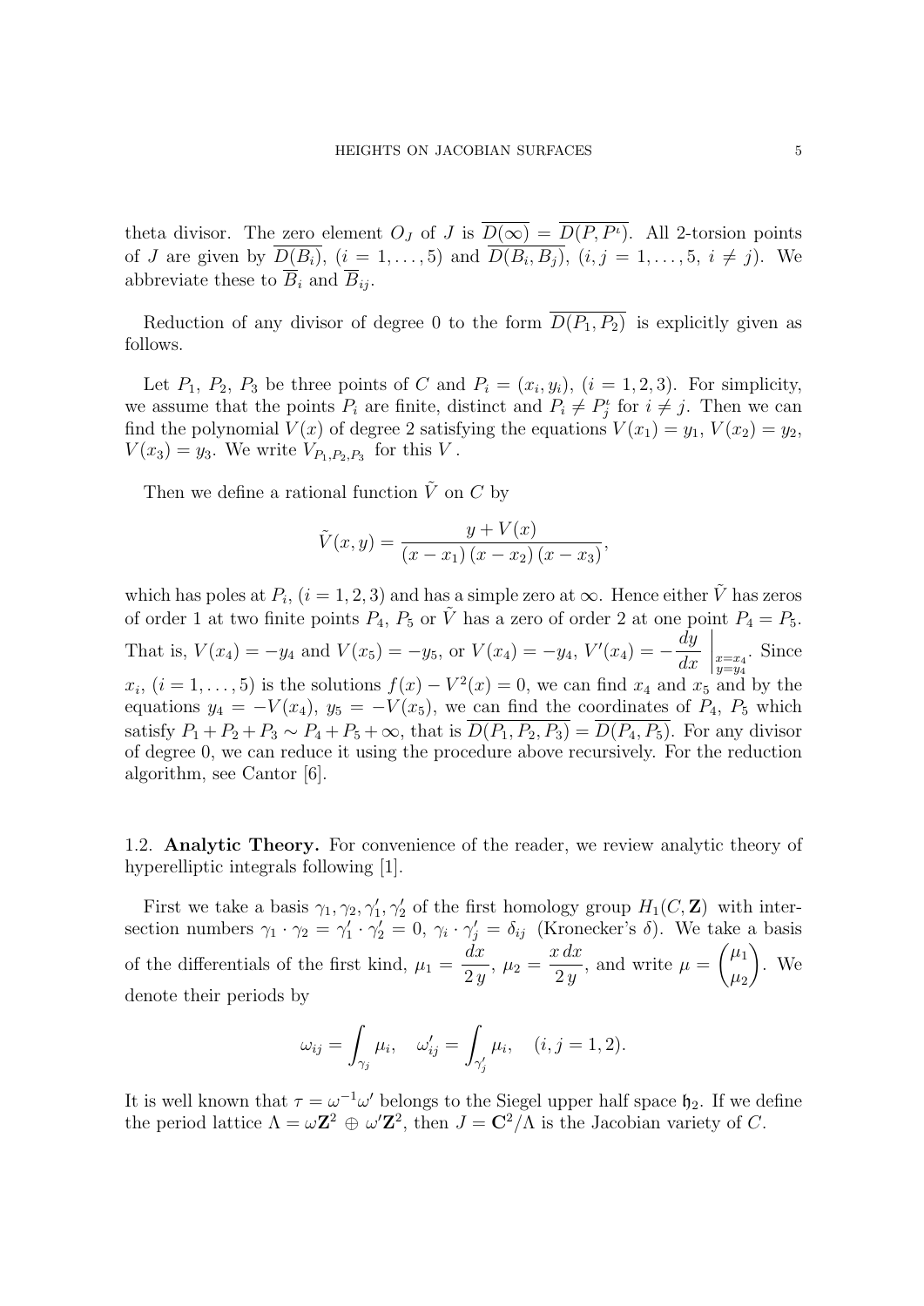theta divisor. The zero element $O_J$ of $J$ is $\overline{D(\infty)} = \overline{D(P, P^\iota)}$. All 2-torsion points of $J$ are given by $\overline{D(B_i)}$, $(i = 1, \dots, 5)$ and $\overline{D(B_i, B_j)}$, $(i, j = 1, \dots, 5,\ i \neq j)$. We abbreviate these to $\overline{B}_i$ and $\overline{B}_{ij}$.

Reduction of any divisor of degree 0 to the form $\overline{D(P_1, P_2)}$ is explicitly given as follows.

Let $P_1$, $P_2$, $P_3$ be three points of $C$ and $P_i = (x_i, y_i)$, $(i = 1, 2, 3)$. For simplicity, we assume that the points $P_i$ are finite, distinct and $P_i \neq P_j^\iota$ for $i \neq j$. Then we can find the polynomial $V(x)$ of degree 2 satisfying the equations $V(x_1) = y_1$, $V(x_2) = y_2$, $V(x_3) = y_3$. We write $V_{P_1, P_2, P_3}$ for this $V$.

Then we define a rational function $\tilde{V}$ on $C$ by

$$\tilde{V}(x, y) = \frac{y + V(x)}{(x - x_1)(x - x_2)(x - x_3)},$$

which has poles at $P_i$, $(i = 1, 2, 3)$ and has a simple zero at $\infty$. Hence either $\tilde{V}$ has zeros of order 1 at two finite points $P_4$, $P_5$ or $\tilde{V}$ has a zero of order 2 at one point $P_4 = P_5$. That is, $V(x_4) = -y_4$ and $V(x_5) = -y_5$, or $V(x_4) = -y_4$, $V'(x_4) = -\left.\dfrac{dy}{dx}\right|_{\substack{x = x_4 \\ y = y_4}}$. Since $x_i$, $(i = 1, \dots, 5)$ is the solutions $f(x) - V^2(x) = 0$, we can find $x_4$ and $x_5$ and by the equations $y_4 = -V(x_4)$, $y_5 = -V(x_5)$, we can find the coordinates of $P_4$, $P_5$ which satisfy $P_1 + P_2 + P_3 \sim P_4 + P_5 + \infty$, that is $\overline{D(P_1, P_2, P_3)} = \overline{D(P_4, P_5)}$. For any divisor of degree 0, we can reduce it using the procedure above recursively. For the reduction algorithm, see Cantor [6].

### 1.2. Analytic Theory.

For convenience of the reader, we review analytic theory of hyperelliptic integrals following [1].

First we take a basis $\gamma_1, \gamma_2, \gamma_1', \gamma_2'$ of the first homology group $H_1(C, \mathbf{Z})$ with intersection numbers $\gamma_1 \cdot \gamma_2 = \gamma_1' \cdot \gamma_2' = 0$, $\gamma_i \cdot \gamma_j' = \delta_{ij}$ (Kronecker's $\delta$). We take a basis of the differentials of the first kind, $\mu_1 = \dfrac{dx}{2\,y}$, $\mu_2 = \dfrac{x\,dx}{2\,y}$, and write $\mu = \begin{pmatrix} \mu_1 \\ \mu_2 \end{pmatrix}$. We denote their periods by

$$\omega_{ij} = \int_{\gamma_j} \mu_i, \quad \omega_{ij}' = \int_{\gamma_j'} \mu_i, \quad (i, j = 1, 2).$$

It is well known that $\tau = \omega^{-1}\omega'$ belongs to the Siegel upper half space $\mathfrak{h}_2$. If we define the period lattice $\Lambda = \omega\mathbf{Z}^2 \oplus \omega'\mathbf{Z}^2$, then $J = \mathbf{C}^2/\Lambda$ is the Jacobian variety of $C$.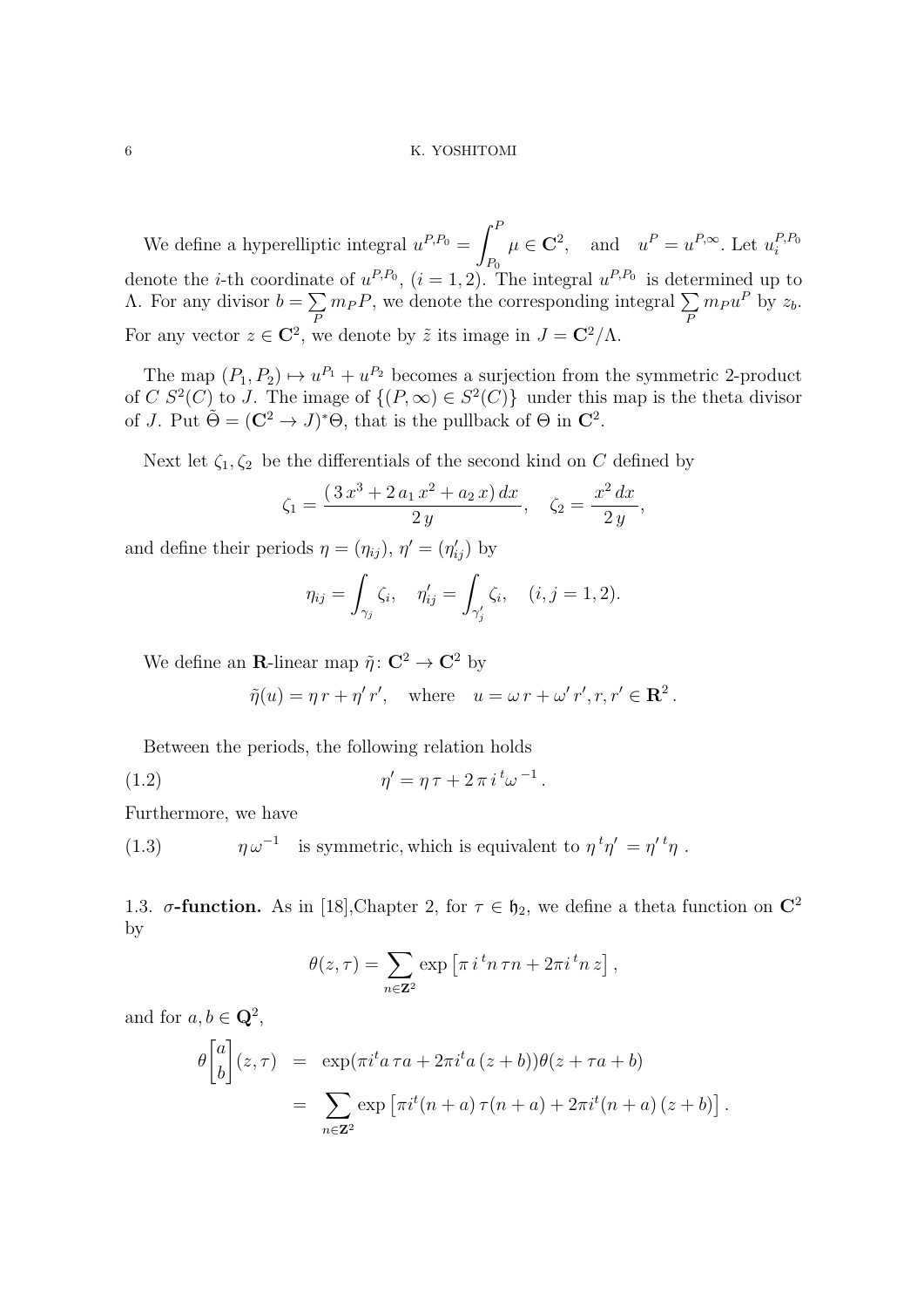We define a hyperelliptic integral $u^{P,P_0} = \displaystyle\int_{P_0}^{P} \mu \in \mathbf{C}^2$, and $u^P = u^{P,\infty}$. Let $u_i^{P,P_0}$ denote the $i$-th coordinate of $u^{P,P_0}$, $(i=1,2)$. The integral $u^{P,P_0}$ is determined up to $\Lambda$. For any divisor $b = \sum_P m_P P$, we denote the corresponding integral $\sum_P m_P u^P$ by $z_b$. For any vector $z \in \mathbf{C}^2$, we denote by $\tilde{z}$ its image in $J = \mathbf{C}^2/\Lambda$.

The map $(P_1, P_2) \mapsto u^{P_1} + u^{P_2}$ becomes a surjection from the symmetric 2-product of $C$ $S^2(C)$ to $J$. The image of $\{(P,\infty) \in S^2(C)\}$ under this map is the theta divisor of $J$. Put $\tilde{\Theta} = (\mathbf{C}^2 \to J)^*\Theta$, that is the pullback of $\Theta$ in $\mathbf{C}^2$.

Next let $\zeta_1, \zeta_2$ be the differentials of the second kind on $C$ defined by

$$\zeta_1 = \frac{(3\,x^3 + 2\,a_1\,x^2 + a_2\,x)\,dx}{2\,y}, \quad \zeta_2 = \frac{x^2\,dx}{2\,y},$$

and define their periods $\eta = (\eta_{ij})$, $\eta' = (\eta'_{ij})$ by

$$\eta_{ij} = \int_{\gamma_j} \zeta_i, \quad \eta'_{ij} = \int_{\gamma'_j} \zeta_i, \quad (i,j = 1,2).$$

We define an $\mathbf{R}$-linear map $\tilde{\eta}\colon \mathbf{C}^2 \to \mathbf{C}^2$ by

$$\tilde{\eta}(u) = \eta\, r + \eta'\, r', \quad \text{where} \quad u = \omega\, r + \omega'\, r', r, r' \in \mathbf{R}^2\,.$$

Between the periods, the following relation holds

$$\eta' = \eta\,\tau + 2\,\pi\, i\, {}^t\omega^{\,-1}\,. \tag{1.2}$$

Furthermore, we have

$$\eta\,\omega^{-1} \quad \text{is symmetric, which is equivalent to } \eta\,{}^t\eta' = \eta'\,{}^t\eta\,. \tag{1.3}$$

1.3. **$\sigma$-function.** As in [18],Chapter 2, for $\tau \in \mathfrak{h}_2$, we define a theta function on $\mathbf{C}^2$ by

$$\theta(z,\tau) = \sum_{n\in\mathbf{Z}^2} \exp\left[\pi\, i\, {}^t n\,\tau n + 2\pi i\, {}^t n\, z\right],$$

and for $a, b \in \mathbf{Q}^2$,

$$\begin{aligned}
\theta\begin{bmatrix} a \\ b \end{bmatrix}(z,\tau) &= \exp(\pi i {}^t a\,\tau a + 2\pi i {}^t a\,(z+b))\theta(z + \tau a + b) \\
&= \sum_{n\in\mathbf{Z}^2} \exp\left[\pi i {}^t(n+a)\,\tau(n+a) + 2\pi i {}^t(n+a)\,(z+b)\right].
\end{aligned}$$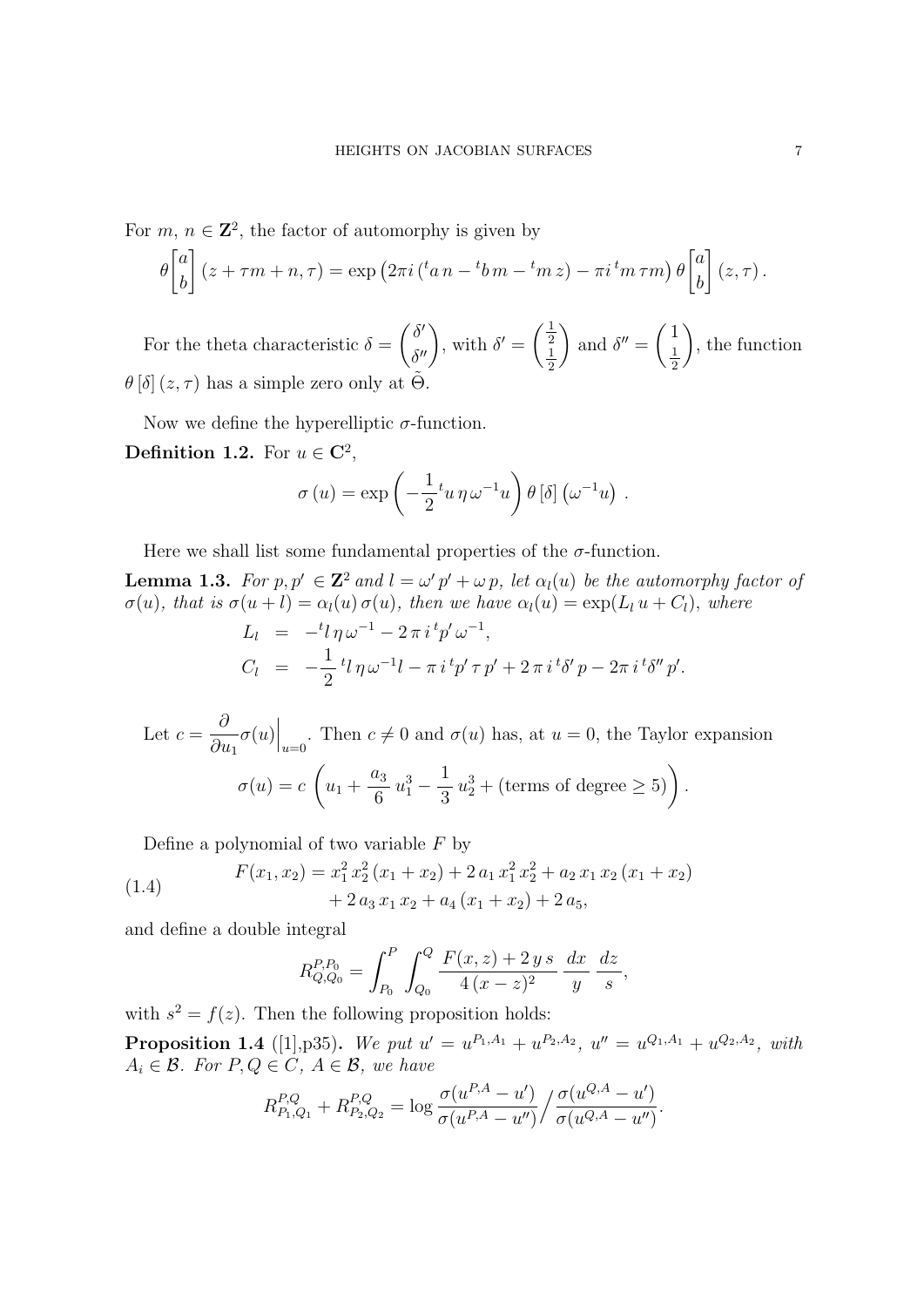For $m,\, n \in \mathbf{Z}^2$, the factor of automorphy is given by

$$\theta\begin{bmatrix} a \\ b \end{bmatrix}(z+\tau m+n,\tau) = \exp\left(2\pi i\left({}^t a\, n - {}^t b\, m - {}^t m\, z\right) - \pi i\, {}^t m\, \tau m\right)\theta\begin{bmatrix} a \\ b \end{bmatrix}(z,\tau)\,.$$

For the theta characteristic $\delta = \begin{pmatrix} \delta' \\ \delta'' \end{pmatrix}$, with $\delta' = \begin{pmatrix} \frac{1}{2} \\ \frac{1}{2} \end{pmatrix}$ and $\delta'' = \begin{pmatrix} 1 \\ \frac{1}{2} \end{pmatrix}$, the function $\theta\left[\delta\right](z,\tau)$ has a simple zero only at $\tilde{\Theta}$.

Now we define the hyperelliptic $\sigma$-function.

**Definition 1.2.** For $u \in \mathbf{C}^2$,

$$\sigma\left(u\right) = \exp\left(-\frac{1}{2}{}^t u\, \eta\, \omega^{-1} u\right)\theta\left[\delta\right]\left(\omega^{-1} u\right)\,.$$

Here we shall list some fundamental properties of the $\sigma$-function.

**Lemma 1.3.** *For $p, p' \in \mathbf{Z}^2$ and $l = \omega' p' + \omega\, p$, let $\alpha_l(u)$ be the automorphy factor of $\sigma(u)$, that is $\sigma(u+l) = \alpha_l(u)\,\sigma(u)$, then we have $\alpha_l(u) = \exp(L_l\, u + C_l)$, where*

$$\begin{aligned} L_l &= -{}^t l\, \eta\, \omega^{-1} - 2\,\pi\, i\, {}^t p'\, \omega^{-1}, \\ C_l &= -\frac{1}{2}\, {}^t l\, \eta\, \omega^{-1} l - \pi\, i\, {}^t p'\, \tau\, p' + 2\,\pi\, i\, {}^t \delta'\, p - 2\pi\, i\, {}^t \delta''\, p'. \end{aligned}$$

Let $c = \dfrac{\partial}{\partial u_1}\sigma(u)\Big|_{u=0}$. Then $c \neq 0$ and $\sigma(u)$ has, at $u = 0$, the Taylor expansion

$$\sigma(u) = c\,\left(u_1 + \frac{a_3}{6}\, u_1^3 - \frac{1}{3}\, u_2^3 + (\text{terms of degree} \geq 5)\right).$$

Define a polynomial of two variable $F$ by

$$\begin{aligned} F(x_1,x_2) &= x_1^2\, x_2^2\,(x_1+x_2) + 2\,a_1\, x_1^2\, x_2^2 + a_2\, x_1\, x_2\,(x_1+x_2) \\ &\quad + 2\,a_3\, x_1\, x_2 + a_4\,(x_1+x_2) + 2\,a_5, \end{aligned} \tag{1.4}$$

and define a double integral

$$R_{Q,Q_0}^{P,P_0} = \int_{P_0}^{P}\int_{Q_0}^{Q} \frac{F(x,z) + 2\,y\,s}{4\,(x-z)^2}\;\frac{dx}{y}\;\frac{dz}{s},$$

with $s^2 = f(z)$. Then the following proposition holds:

**Proposition 1.4** ([1],p35)**.** *We put $u' = u^{P_1,A_1} + u^{P_2,A_2}$, $u'' = u^{Q_1,A_1} + u^{Q_2,A_2}$, with $A_i \in \mathcal{B}$. For $P, Q \in C$, $A \in \mathcal{B}$, we have*

$$R_{P_1,Q_1}^{P,Q} + R_{P_2,Q_2}^{P,Q} = \log\frac{\sigma(u^{P,A} - u')}{\sigma(u^{P,A} - u'')}\Big/\frac{\sigma(u^{Q,A} - u')}{\sigma(u^{Q,A} - u'')}.$$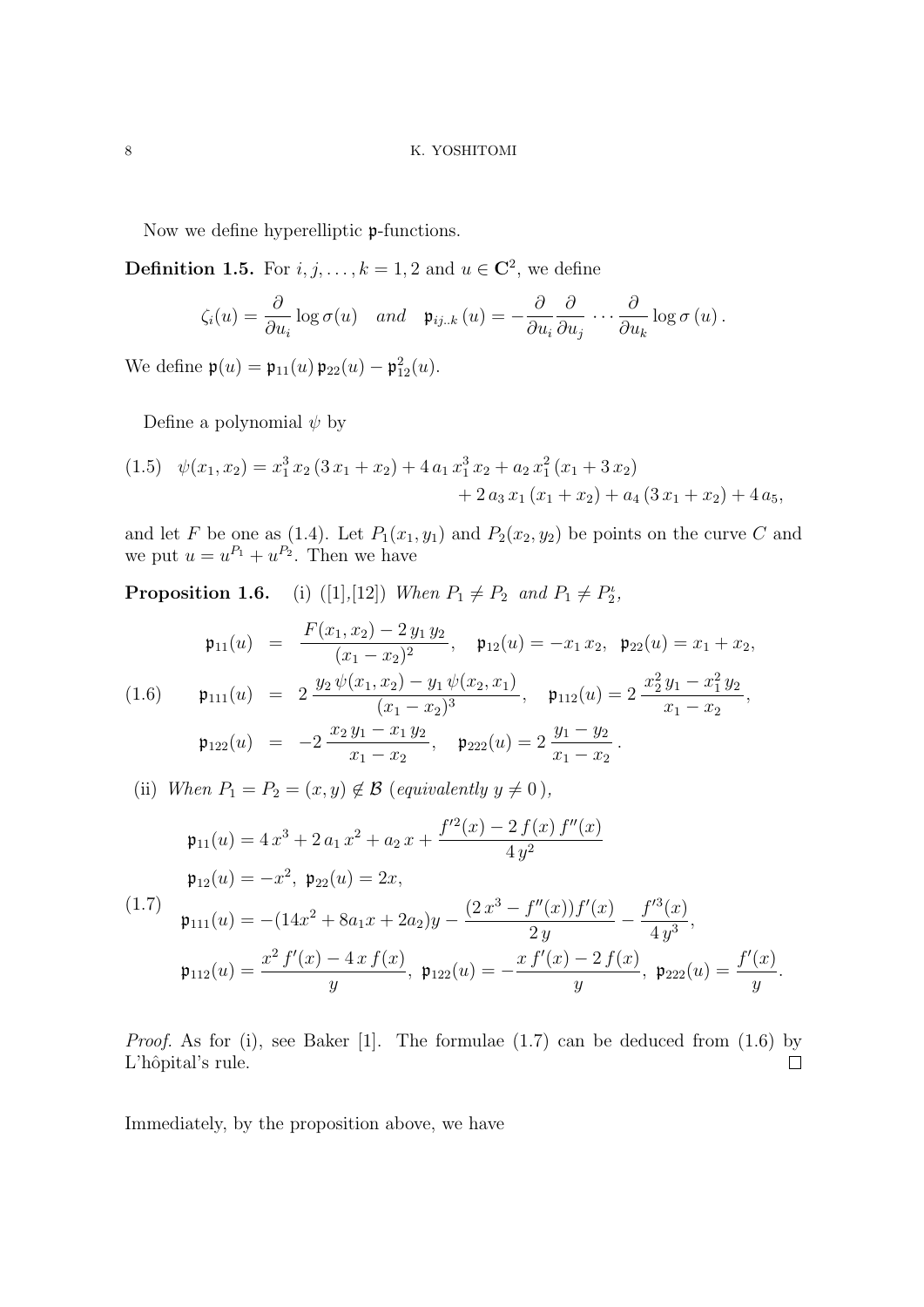Now we define hyperelliptic $\mathfrak{p}$-functions.

**Definition 1.5.** For $i, j, \ldots, k = 1, 2$ and $u \in \mathbf{C}^2$, we define

$$\zeta_i(u) = \frac{\partial}{\partial u_i} \log \sigma(u) \quad and \quad \mathfrak{p}_{ij..k}(u) = -\frac{\partial}{\partial u_i}\frac{\partial}{\partial u_j} \cdots \frac{\partial}{\partial u_k} \log \sigma(u).$$

We define $\mathfrak{p}(u) = \mathfrak{p}_{11}(u)\,\mathfrak{p}_{22}(u) - \mathfrak{p}_{12}^2(u)$.

Define a polynomial $\psi$ by

$$\begin{aligned}(1.5)\quad \psi(x_1, x_2) = x_1^3\, x_2\,(3\,x_1 + x_2) + 4\,a_1\,x_1^3\,x_2 + a_2\,x_1^2\,(x_1 + 3\,x_2) \\ + 2\,a_3\,x_1\,(x_1 + x_2) + a_4\,(3\,x_1 + x_2) + 4\,a_5,\end{aligned}$$

and let $F$ be one as (1.4). Let $P_1(x_1, y_1)$ and $P_2(x_2, y_2)$ be points on the curve $C$ and we put $u = u^{P_1} + u^{P_2}$. Then we have

**Proposition 1.6.** (i) ([1],[12]) *When $P_1 \neq P_2$ and $P_1 \neq P_2^{\iota}$,*

$$(1.6)\qquad \begin{aligned}\mathfrak{p}_{11}(u) &= \frac{F(x_1, x_2) - 2\,y_1\,y_2}{(x_1 - x_2)^2}, \quad \mathfrak{p}_{12}(u) = -x_1\,x_2, \;\; \mathfrak{p}_{22}(u) = x_1 + x_2, \\ \mathfrak{p}_{111}(u) &= 2\,\frac{y_2\,\psi(x_1, x_2) - y_1\,\psi(x_2, x_1)}{(x_1 - x_2)^3}, \quad \mathfrak{p}_{112}(u) = 2\,\frac{x_2^2\,y_1 - x_1^2\,y_2}{x_1 - x_2}, \\ \mathfrak{p}_{122}(u) &= -2\,\frac{x_2\,y_1 - x_1\,y_2}{x_1 - x_2}, \quad \mathfrak{p}_{222}(u) = 2\,\frac{y_1 - y_2}{x_1 - x_2}.\end{aligned}$$

(ii) *When $P_1 = P_2 = (x, y) \notin \mathcal{B}$ (equivalently $y \neq 0$),*

$$(1.7)\qquad \begin{aligned}&\mathfrak{p}_{11}(u) = 4\,x^3 + 2\,a_1\,x^2 + a_2\,x + \frac{f'^2(x) - 2\,f(x)\,f''(x)}{4\,y^2} \\ &\mathfrak{p}_{12}(u) = -x^2, \;\; \mathfrak{p}_{22}(u) = 2x, \\ &\mathfrak{p}_{111}(u) = -(14x^2 + 8a_1 x + 2a_2)y - \frac{(2\,x^3 - f''(x))f'(x)}{2\,y} - \frac{f'^3(x)}{4\,y^3}, \\ &\mathfrak{p}_{112}(u) = \frac{x^2\,f'(x) - 4\,x\,f(x)}{y}, \;\; \mathfrak{p}_{122}(u) = -\frac{x\,f'(x) - 2\,f(x)}{y}, \;\; \mathfrak{p}_{222}(u) = \frac{f'(x)}{y}.\end{aligned}$$

*Proof.* As for (i), see Baker [1]. The formulae (1.7) can be deduced from (1.6) by L'hôpital's rule. □

Immediately, by the proposition above, we have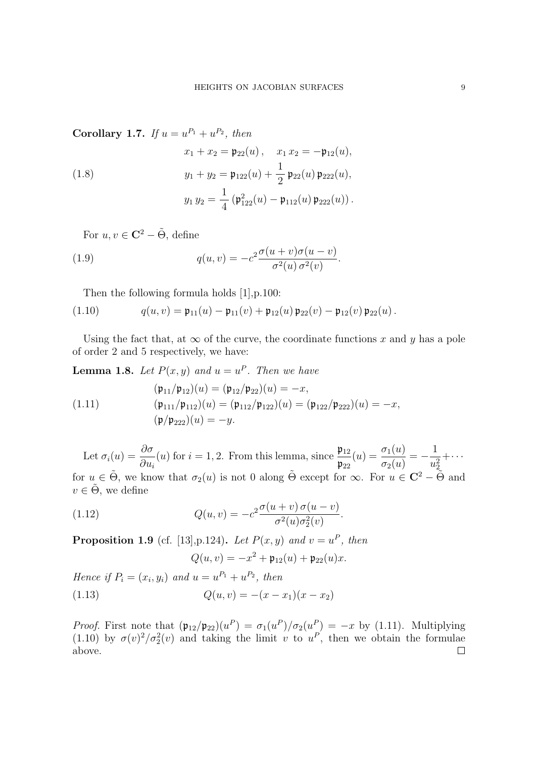**Corollary 1.7.** *If $u = u^{P_1} + u^{P_2}$, then*

$$
\begin{aligned}
&x_1 + x_2 = \mathfrak{p}_{22}(u)\,, \quad x_1\, x_2 = -\mathfrak{p}_{12}(u),\\
&y_1 + y_2 = \mathfrak{p}_{122}(u) + \frac{1}{2}\,\mathfrak{p}_{22}(u)\,\mathfrak{p}_{222}(u),\\
&y_1\, y_2 = \frac{1}{4}\left(\mathfrak{p}_{122}^2(u) - \mathfrak{p}_{112}(u)\,\mathfrak{p}_{222}(u)\right).
\end{aligned}
\tag{1.8}
$$

For $u, v \in \mathbf{C}^2 - \tilde{\Theta}$, define

$$
q(u,v) = -c^2 \frac{\sigma(u+v)\sigma(u-v)}{\sigma^2(u)\,\sigma^2(v)}. \tag{1.9}
$$

Then the following formula holds [1],p.100:

$$
q(u,v) = \mathfrak{p}_{11}(u) - \mathfrak{p}_{11}(v) + \mathfrak{p}_{12}(u)\,\mathfrak{p}_{22}(v) - \mathfrak{p}_{12}(v)\,\mathfrak{p}_{22}(u)\,. \tag{1.10}
$$

Using the fact that, at $\infty$ of the curve, the coordinate functions $x$ and $y$ has a pole of order 2 and 5 respectively, we have:

**Lemma 1.8.** *Let $P(x,y)$ and $u = u^P$. Then we have*

$$
\begin{aligned}
&(\mathfrak{p}_{11}/\mathfrak{p}_{12})(u) = (\mathfrak{p}_{12}/\mathfrak{p}_{22})(u) = -x,\\
&(\mathfrak{p}_{111}/\mathfrak{p}_{112})(u) = (\mathfrak{p}_{112}/\mathfrak{p}_{122})(u) = (\mathfrak{p}_{122}/\mathfrak{p}_{222})(u) = -x,\\
&(\mathfrak{p}/\mathfrak{p}_{222})(u) = -y.
\end{aligned}
\tag{1.11}
$$

Let $\sigma_i(u) = \dfrac{\partial \sigma}{\partial u_i}(u)$ for $i = 1, 2$. From this lemma, since $\dfrac{\mathfrak{p}_{12}}{\mathfrak{p}_{22}}(u) = \dfrac{\sigma_1(u)}{\sigma_2(u)} = -\dfrac{1}{u_2^2} + \cdots$ for $u \in \tilde{\Theta}$, we know that $\sigma_2(u)$ is not 0 along $\tilde{\Theta}$ except for $\infty$. For $u \in \mathbf{C}^2 - \tilde{\Theta}$ and $v \in \tilde{\Theta}$, we define

$$
Q(u,v) = -c^2 \frac{\sigma(u+v)\,\sigma(u-v)}{\sigma^2(u)\sigma_2^2(v)}. \tag{1.12}
$$

**Proposition 1.9** (cf. [13],p.124)**.** *Let $P(x,y)$ and $v = u^P$, then*

$$
Q(u,v) = -x^2 + \mathfrak{p}_{12}(u) + \mathfrak{p}_{22}(u)x.
$$

*Hence if $P_i = (x_i, y_i)$ and $u = u^{P_1} + u^{P_2}$, then*

$$
Q(u,v) = -(x - x_1)(x - x_2) \tag{1.13}
$$

*Proof.* First note that $(\mathfrak{p}_{12}/\mathfrak{p}_{22})(u^P) = \sigma_1(u^P)/\sigma_2(u^P) = -x$ by (1.11). Multiplying (1.10) by $\sigma(v)^2/\sigma_2^2(v)$ and taking the limit $v$ to $u^P$, then we obtain the formulae above. $\square$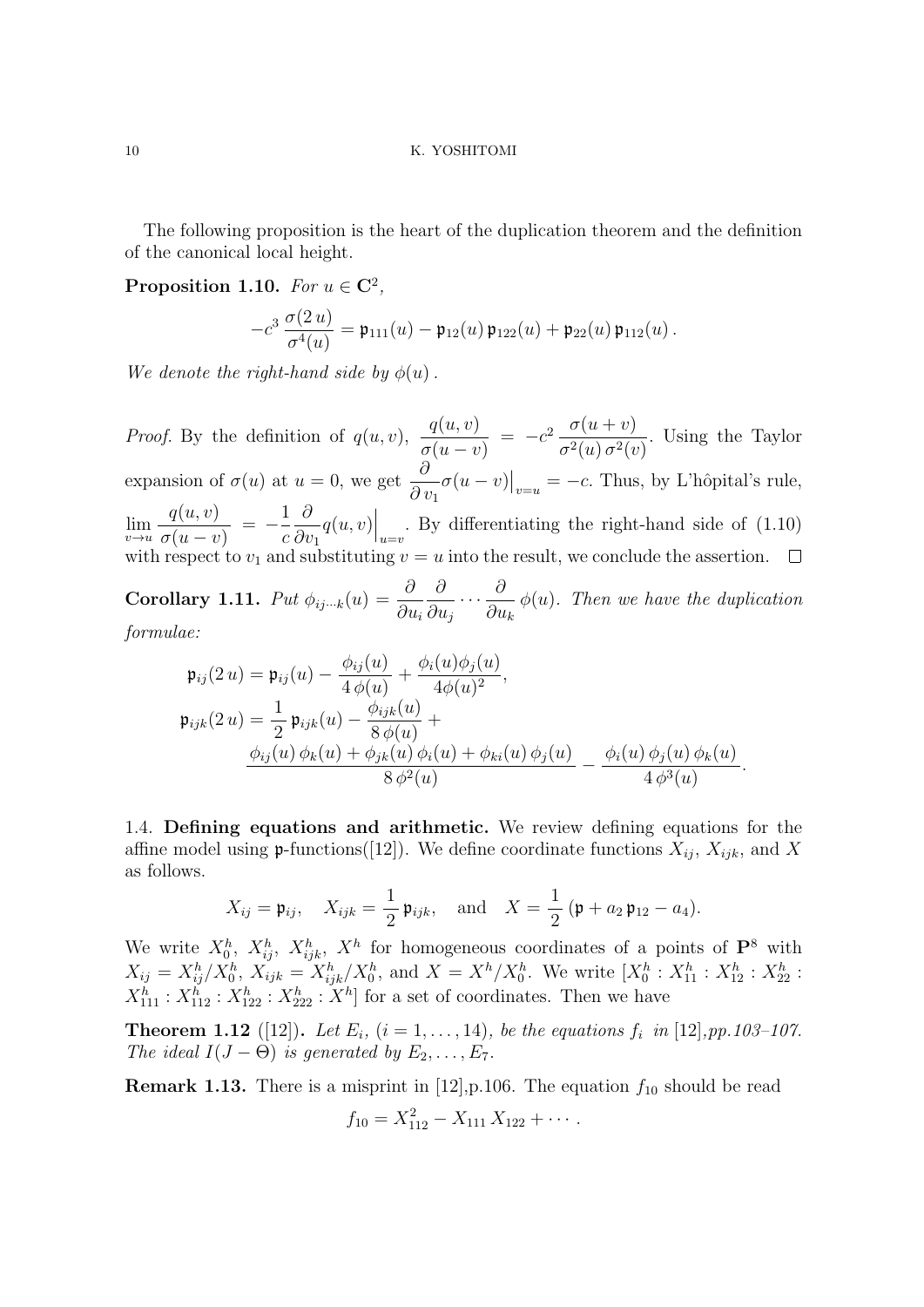The following proposition is the heart of the duplication theorem and the definition of the canonical local height.

**Proposition 1.10.** *For $u \in \mathbf{C}^2$,*

$$-c^3 \frac{\sigma(2\,u)}{\sigma^4(u)} = \mathfrak{p}_{111}(u) - \mathfrak{p}_{12}(u)\,\mathfrak{p}_{122}(u) + \mathfrak{p}_{22}(u)\,\mathfrak{p}_{112}(u)\,.$$

*We denote the right-hand side by $\phi(u)$.*

*Proof.* By the definition of $q(u,v)$, $\dfrac{q(u,v)}{\sigma(u-v)} = -c^2 \dfrac{\sigma(u+v)}{\sigma^2(u)\,\sigma^2(v)}$. Using the Taylor expansion of $\sigma(u)$ at $u=0$, we get $\dfrac{\partial}{\partial\, v_1}\sigma(u-v)\big|_{v=u} = -c$. Thus, by L'hôpital's rule, $\lim\limits_{v\to u} \dfrac{q(u,v)}{\sigma(u-v)} = -\dfrac{1}{c}\dfrac{\partial}{\partial v_1} q(u,v)\Big|_{u=v}$. By differentiating the right-hand side of (1.10) with respect to $v_1$ and substituting $v=u$ into the result, we conclude the assertion. $\square$

**Corollary 1.11.** *Put $\phi_{ij\cdots k}(u) = \dfrac{\partial}{\partial u_i}\dfrac{\partial}{\partial u_j}\cdots\dfrac{\partial}{\partial u_k}\,\phi(u)$. Then we have the duplication formulae:*

$$\begin{aligned}
\mathfrak{p}_{ij}(2\,u) &= \mathfrak{p}_{ij}(u) - \frac{\phi_{ij}(u)}{4\,\phi(u)} + \frac{\phi_i(u)\phi_j(u)}{4\phi(u)^2}, \\
\mathfrak{p}_{ijk}(2\,u) &= \frac{1}{2}\,\mathfrak{p}_{ijk}(u) - \frac{\phi_{ijk}(u)}{8\,\phi(u)} + \\
&\quad \frac{\phi_{ij}(u)\,\phi_k(u) + \phi_{jk}(u)\,\phi_i(u) + \phi_{ki}(u)\,\phi_j(u)}{8\,\phi^2(u)} - \frac{\phi_i(u)\,\phi_j(u)\,\phi_k(u)}{4\,\phi^3(u)}.
\end{aligned}$$

1.4. **Defining equations and arithmetic.** We review defining equations for the affine model using $\mathfrak{p}$-functions([12]). We define coordinate functions $X_{ij}$, $X_{ijk}$, and $X$ as follows.

$$X_{ij} = \mathfrak{p}_{ij}, \quad X_{ijk} = \frac{1}{2}\,\mathfrak{p}_{ijk}, \quad \text{and} \quad X = \frac{1}{2}\,(\mathfrak{p} + a_2\,\mathfrak{p}_{12} - a_4).$$

We write $X_0^h$, $X_{ij}^h$, $X_{ijk}^h$, $X^h$ for homogeneous coordinates of a points of $\mathbf{P}^8$ with $X_{ij} = X_{ij}^h/X_0^h$, $X_{ijk} = X_{ijk}^h/X_0^h$, and $X = X^h/X_0^h$. We write $[X_0^h : X_{11}^h : X_{12}^h : X_{22}^h : X_{111}^h : X_{112}^h : X_{122}^h : X_{222}^h : X^h]$ for a set of coordinates. Then we have

**Theorem 1.12** ([12])**.** *Let $E_i$, $(i = 1,\ldots,14)$, be the equations $f_i$ in* [12]*,pp.103–107. The ideal $I(J-\Theta)$ is generated by $E_2,\ldots,E_7$.*

**Remark 1.13.** There is a misprint in [12],p.106. The equation $f_{10}$ should be read

$$f_{10} = X_{112}^2 - X_{111}\,X_{122} + \cdots\,.$$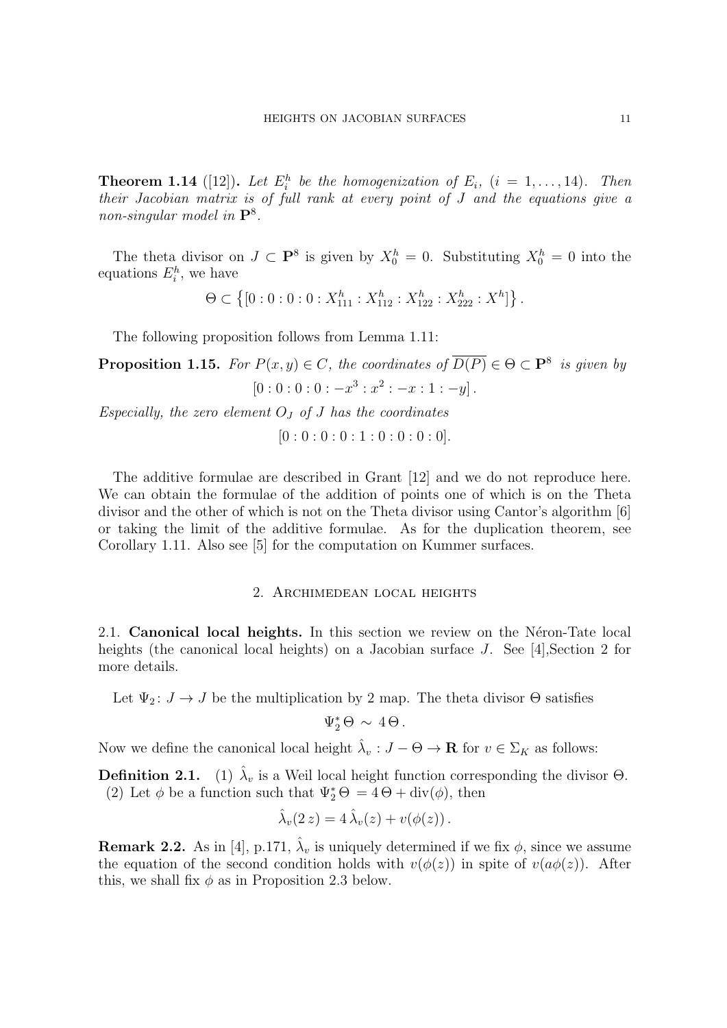**Theorem 1.14** ([12]). *Let $E_i^h$ be the homogenization of $E_i$, $(i = 1, \ldots, 14)$. Then their Jacobian matrix is of full rank at every point of $J$ and the equations give a non-singular model in $\mathbf{P}^8$.*

The theta divisor on $J \subset \mathbf{P}^8$ is given by $X_0^h = 0$. Substituting $X_0^h = 0$ into the equations $E_i^h$, we have

$$\Theta \subset \left\{ [0 : 0 : 0 : 0 : X_{111}^h : X_{112}^h : X_{122}^h : X_{222}^h : X^h] \right\}.$$

The following proposition follows from Lemma 1.11:

**Proposition 1.15.** *For $P(x, y) \in C$, the coordinates of $\overline{D(P)} \in \Theta \subset \mathbf{P}^8$ is given by*

$$[0 : 0 : 0 : 0 : -x^3 : x^2 : -x : 1 : -y].$$

*Especially, the zero element $O_J$ of $J$ has the coordinates*

$$[0 : 0 : 0 : 0 : 1 : 0 : 0 : 0 : 0].$$

The additive formulae are described in Grant [12] and we do not reproduce here. We can obtain the formulae of the addition of points one of which is on the Theta divisor and the other of which is not on the Theta divisor using Cantor's algorithm [6] or taking the limit of the additive formulae. As for the duplication theorem, see Corollary 1.11. Also see [5] for the computation on Kummer surfaces.

## 2. Archimedean local heights

2.1. **Canonical local heights.** In this section we review on the Néron-Tate local heights (the canonical local heights) on a Jacobian surface $J$. See [4],Section 2 for more details.

Let $\Psi_2 \colon J \to J$ be the multiplication by 2 map. The theta divisor $\Theta$ satisfies

$$\Psi_2^* \Theta \sim 4\Theta.$$

Now we define the canonical local height $\hat{\lambda}_v : J - \Theta \to \mathbf{R}$ for $v \in \Sigma_K$ as follows:

**Definition 2.1.** (1) $\hat{\lambda}_v$ is a Weil local height function corresponding the divisor $\Theta$.
(2) Let $\phi$ be a function such that $\Psi_2^* \Theta = 4\Theta + \mathrm{div}(\phi)$, then

$$\hat{\lambda}_v(2z) = 4\hat{\lambda}_v(z) + v(\phi(z)).$$

**Remark 2.2.** As in [4], p.171, $\hat{\lambda}_v$ is uniquely determined if we fix $\phi$, since we assume the equation of the second condition holds with $v(\phi(z))$ in spite of $v(a\phi(z))$. After this, we shall fix $\phi$ as in Proposition 2.3 below.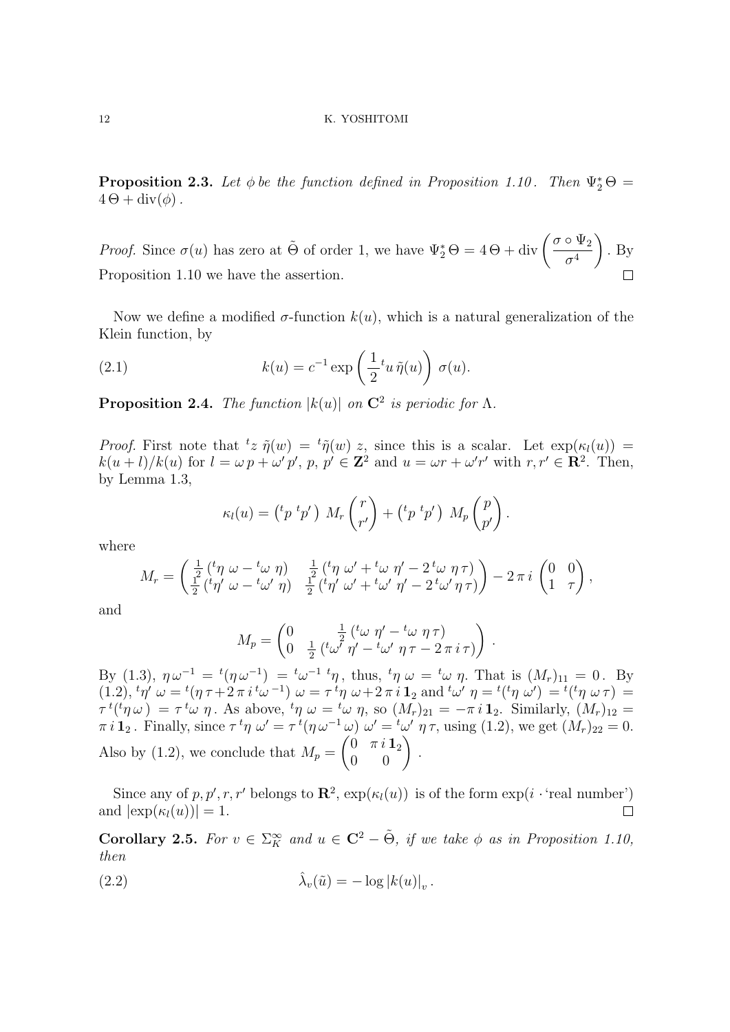**Proposition 2.3.** *Let $\phi$ be the function defined in Proposition 1.10. Then $\Psi_2^* \Theta = 4\,\Theta + \operatorname{div}(\phi)$.*

*Proof.* Since $\sigma(u)$ has zero at $\tilde{\Theta}$ of order 1, we have $\Psi_2^* \Theta = 4\,\Theta + \operatorname{div}\left(\dfrac{\sigma \circ \Psi_2}{\sigma^4}\right)$. By Proposition 1.10 we have the assertion. $\square$

Now we define a modified $\sigma$-function $k(u)$, which is a natural generalization of the Klein function, by

$$k(u) = c^{-1} \exp\left(\frac{1}{2} {}^t u\, \tilde{\eta}(u)\right)\, \sigma(u). \tag{2.1}$$

**Proposition 2.4.** *The function $|k(u)|$ on $\mathbf{C}^2$ is periodic for $\Lambda$.*

*Proof.* First note that ${}^t z\ \tilde{\eta}(w) = {}^t \tilde{\eta}(w)\ z$, since this is a scalar. Let $\exp(\kappa_l(u)) = k(u+l)/k(u)$ for $l = \omega\, p + \omega'\, p'$, $p,\ p' \in \mathbf{Z}^2$ and $u = \omega r + \omega' r'$ with $r, r' \in \mathbf{R}^2$. Then, by Lemma 1.3,

$$\kappa_l(u) = \begin{pmatrix} {}^t p & {}^t p' \end{pmatrix}\ M_r \begin{pmatrix} r \\ r' \end{pmatrix} + \begin{pmatrix} {}^t p & {}^t p' \end{pmatrix}\ M_p \begin{pmatrix} p \\ p' \end{pmatrix}.$$

where

$$M_r = \begin{pmatrix} \frac{1}{2}\left({}^t\eta\ \omega - {}^t\omega\ \eta\right) & \frac{1}{2}\left({}^t\eta\ \omega' + {}^t\omega\ \eta' - 2\,{}^t\omega\ \eta\,\tau\right) \\ \frac{1}{2}\left({}^t\eta'\ \omega - {}^t\omega'\ \eta\right) & \frac{1}{2}\left({}^t\eta'\ \omega' + {}^t\omega'\ \eta' - 2\,{}^t\omega'\,\eta\,\tau\right) \end{pmatrix} - 2\,\pi\, i \begin{pmatrix} 0 & 0 \\ 1 & \tau \end{pmatrix},$$

and

$$M_p = \begin{pmatrix} 0 & \frac{1}{2}\left({}^t\omega\ \eta' - {}^t\omega\ \eta\,\tau\right) \\ 0 & \frac{1}{2}\left({}^t\omega'\ \eta' - {}^t\omega'\ \eta\,\tau - 2\,\pi\, i\,\tau\right) \end{pmatrix}.$$

By (1.3), $\eta\,\omega^{-1} = {}^t(\eta\,\omega^{-1}) = {}^t\omega^{-1}\,{}^t\eta$, thus, ${}^t\eta\ \omega = {}^t\omega\ \eta$. That is $(M_r)_{11} = 0$. By (1.2), ${}^t\eta'\ \omega = {}^t(\eta\,\tau + 2\,\pi\, i\,{}^t\omega^{-1})\ \omega = \tau\,{}^t\eta\ \omega + 2\,\pi\, i\,\mathbf{1}_2$ and ${}^t\omega'\ \eta = {}^t({}^t\eta\ \omega') = {}^t({}^t\eta\ \omega\,\tau) = \tau\,{}^t({}^t\eta\,\omega) = \tau\,{}^t\omega\ \eta$. As above, ${}^t\eta\ \omega = {}^t\omega\ \eta$, so $(M_r)_{21} = -\pi\, i\,\mathbf{1}_2$. Similarly, $(M_r)_{12} = \pi\, i\,\mathbf{1}_2$. Finally, since $\tau\,{}^t\eta\ \omega' = \tau\,{}^t(\eta\,\omega^{-1}\,\omega)\ \omega' = {}^t\omega'\ \eta\,\tau$, using (1.2), we get $(M_r)_{22} = 0$. Also by (1.2), we conclude that $M_p = \begin{pmatrix} 0 & \pi\, i\,\mathbf{1}_2 \\ 0 & 0 \end{pmatrix}$.

Since any of $p, p', r, r'$ belongs to $\mathbf{R}^2$, $\exp(\kappa_l(u))$ is of the form $\exp(i \cdot$'real number'$)$ and $|\exp(\kappa_l(u))| = 1$. $\square$

**Corollary 2.5.** *For $v \in \Sigma_K^\infty$ and $u \in \mathbf{C}^2 - \tilde{\Theta}$, if we take $\phi$ as in Proposition 1.10, then*

$$\hat{\lambda}_v(\tilde{u}) = -\log|k(u)|_v\,. \tag{2.2}$$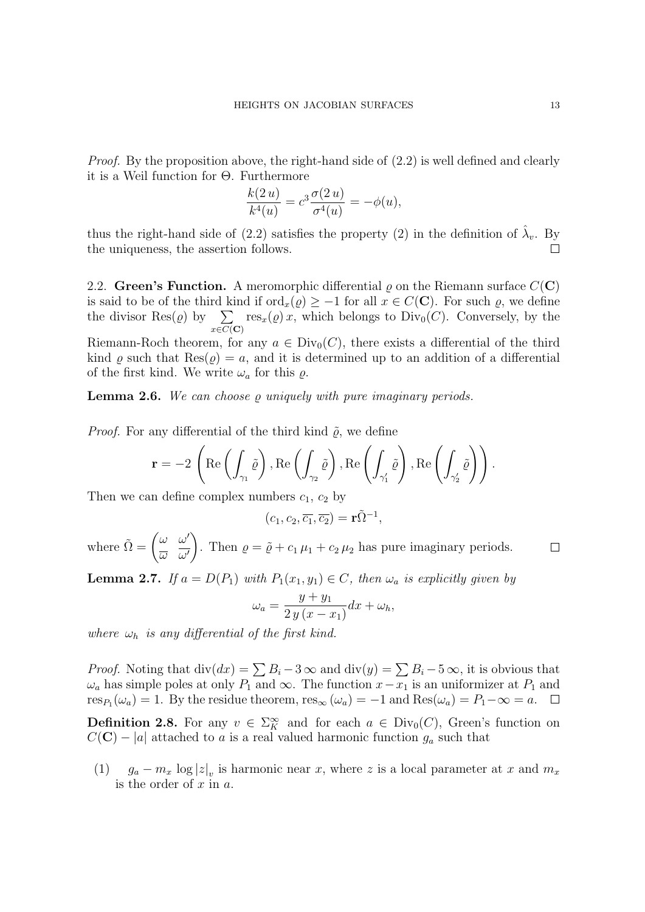*Proof.* By the proposition above, the right-hand side of (2.2) is well defined and clearly it is a Weil function for $\Theta$. Furthermore

$$\frac{k(2\,u)}{k^4(u)} = c^3 \frac{\sigma(2\,u)}{\sigma^4(u)} = -\phi(u),$$

thus the right-hand side of (2.2) satisfies the property (2) in the definition of $\hat{\lambda}_v$. By the uniqueness, the assertion follows. □

## 2.2. **Green's Function.**

A meromorphic differential $\varrho$ on the Riemann surface $C(\mathbf{C})$ is said to be of the third kind if $\mathrm{ord}_x(\varrho) \geq -1$ for all $x \in C(\mathbf{C})$. For such $\varrho$, we define the divisor $\mathrm{Res}(\varrho)$ by $\sum_{x \in C(\mathbf{C})} \mathrm{res}_x(\varrho)\, x$, which belongs to $\mathrm{Div}_0(C)$. Conversely, by the Riemann-Roch theorem, for any $a \in \mathrm{Div}_0(C)$, there exists a differential of the third kind $\varrho$ such that $\mathrm{Res}(\varrho) = a$, and it is determined up to an addition of a differential of the first kind. We write $\omega_a$ for this $\varrho$.

**Lemma 2.6.** *We can choose $\varrho$ uniquely with pure imaginary periods.*

*Proof.* For any differential of the third kind $\tilde{\varrho}$, we define

$$\mathbf{r} = -2 \left( \mathrm{Re}\left( \int_{\gamma_1} \tilde{\varrho} \right), \mathrm{Re}\left( \int_{\gamma_2} \tilde{\varrho} \right), \mathrm{Re}\left( \int_{\gamma_1'} \tilde{\varrho} \right), \mathrm{Re}\left( \int_{\gamma_2'} \tilde{\varrho} \right) \right).$$

Then we can define complex numbers $c_1$, $c_2$ by

$$(c_1, c_2, \overline{c_1}, \overline{c_2}) = \mathbf{r}\tilde{\Omega}^{-1},$$

where $\tilde{\Omega} = \begin{pmatrix} \omega & \omega' \\ \overline{\omega} & \overline{\omega'} \end{pmatrix}$. Then $\varrho = \tilde{\varrho} + c_1\,\mu_1 + c_2\,\mu_2$ has pure imaginary periods. □

**Lemma 2.7.** *If $a = D(P_1)$ with $P_1(x_1, y_1) \in C$, then $\omega_a$ is explicitly given by*

$$\omega_a = \frac{y + y_1}{2\,y\,(x - x_1)} dx + \omega_h,$$

*where $\omega_h$ is any differential of the first kind.*

*Proof.* Noting that $\mathrm{div}(dx) = \sum B_i - 3\,\infty$ and $\mathrm{div}(y) = \sum B_i - 5\,\infty$, it is obvious that $\omega_a$ has simple poles at only $P_1$ and $\infty$. The function $x - x_1$ is an uniformizer at $P_1$ and $\mathrm{res}_{P_1}(\omega_a) = 1$. By the residue theorem, $\mathrm{res}_\infty(\omega_a) = -1$ and $\mathrm{Res}(\omega_a) = P_1 - \infty = a$. □

**Definition 2.8.** For any $v \in \Sigma_K^\infty$ and for each $a \in \mathrm{Div}_0(C)$, Green's function on $C(\mathbf{C}) - |a|$ attached to $a$ is a real valued harmonic function $g_a$ such that

(1) $g_a - m_x \log |z|_v$ is harmonic near $x$, where $z$ is a local parameter at $x$ and $m_x$ is the order of $x$ in $a$.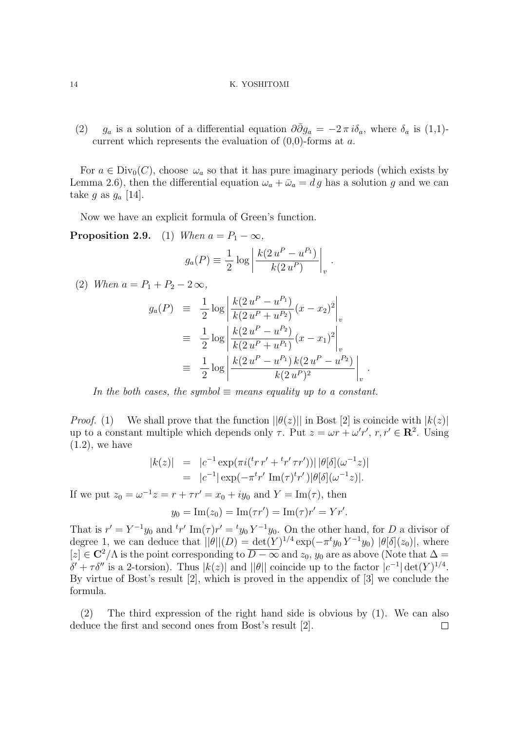(2) $g_a$ is a solution of a differential equation $\partial\bar{\partial} g_a = -2\,\pi\, i\delta_a$, where $\delta_a$ is (1,1)-current which represents the evaluation of (0,0)-forms at $a$.

For $a \in \mathrm{Div}_0(C)$, choose $\omega_a$ so that it has pure imaginary periods (which exists by Lemma 2.6), then the differential equation $\omega_a + \bar{\omega}_a = d\, g$ has a solution $g$ and we can take $g$ as $g_a$ [14].

Now we have an explicit formula of Green's function.

**Proposition 2.9.** (1) *When* $a = P_1 - \infty$,

$$g_a(P) \equiv \frac{1}{2} \log \left| \frac{k(2\,u^P - u^{P_1})}{k(2\,u^P)} \right|_v .$$

(2) *When* $a = P_1 + P_2 - 2\,\infty$,

$$\begin{aligned} g_a(P) &\equiv \frac{1}{2} \log \left| \frac{k(2\,u^P - u^{P_1})}{k(2\,u^P + u^{P_2})} (x - x_2)^2 \right|_v \\ &\equiv \frac{1}{2} \log \left| \frac{k(2\,u^P - u^{P_2})}{k(2\,u^P + u^{P_1})} (x - x_1)^2 \right|_v \\ &\equiv \frac{1}{2} \log \left| \frac{k(2\,u^P - u^{P_1})\, k(2\,u^P - u^{P_2})}{k(2\,u^P)^2} \right|_v . \end{aligned}$$

*In the both cases, the symbol* $\equiv$ *means equality up to a constant.*

*Proof.* (1) We shall prove that the function $||\theta(z)||$ in Bost [2] is coincide with $|k(z)|$ up to a constant multiple which depends only $\tau$. Put $z = \omega r + \omega' r'$, $r, r' \in \mathbf{R}^2$. Using (1.2), we have

$$\begin{aligned} |k(z)| &= |c^{-1} \exp(\pi i({}^t r\, r' + {}^t r'\, \tau r'))|\, |\theta[\delta](\omega^{-1} z)| \\ &= |c^{-1}| \exp(-\pi {}^t r' \ \mathrm{Im}(\tau)^t r')|\theta[\delta](\omega^{-1} z)|. \end{aligned}$$

If we put $z_0 = \omega^{-1} z = r + \tau r' = x_0 + i y_0$ and $Y = \mathrm{Im}(\tau)$, then

$$y_0 = \mathrm{Im}(z_0) = \mathrm{Im}(\tau r') = \mathrm{Im}(\tau) r' = Y r'.$$

That is $r' = Y^{-1} y_0$ and ${}^t r' \ \mathrm{Im}(\tau) r' = {}^t y_0\, Y^{-1} y_0$. On the other hand, for $D$ a divisor of degree 1, we can deduce that $||\theta||(D) = \det(Y)^{1/4} \exp(-\pi {}^t y_0\, Y^{-1} y_0)\ |\theta[\delta](z_0)|$, where $[z] \in \mathbf{C}^2/\Lambda$ is the point corresponding to $\overline{D - \infty}$ and $z_0$, $y_0$ are as above (Note that $\Delta = \delta' + \tau\delta''$ is a 2-torsion). Thus $|k(z)|$ and $||\theta||$ coincide up to the factor $|c^{-1}| \det(Y)^{1/4}$. By virtue of Bost's result [2], which is proved in the appendix of [3] we conclude the formula.

(2) The third expression of the right hand side is obvious by (1). We can also deduce the first and second ones from Bost's result [2]. $\square$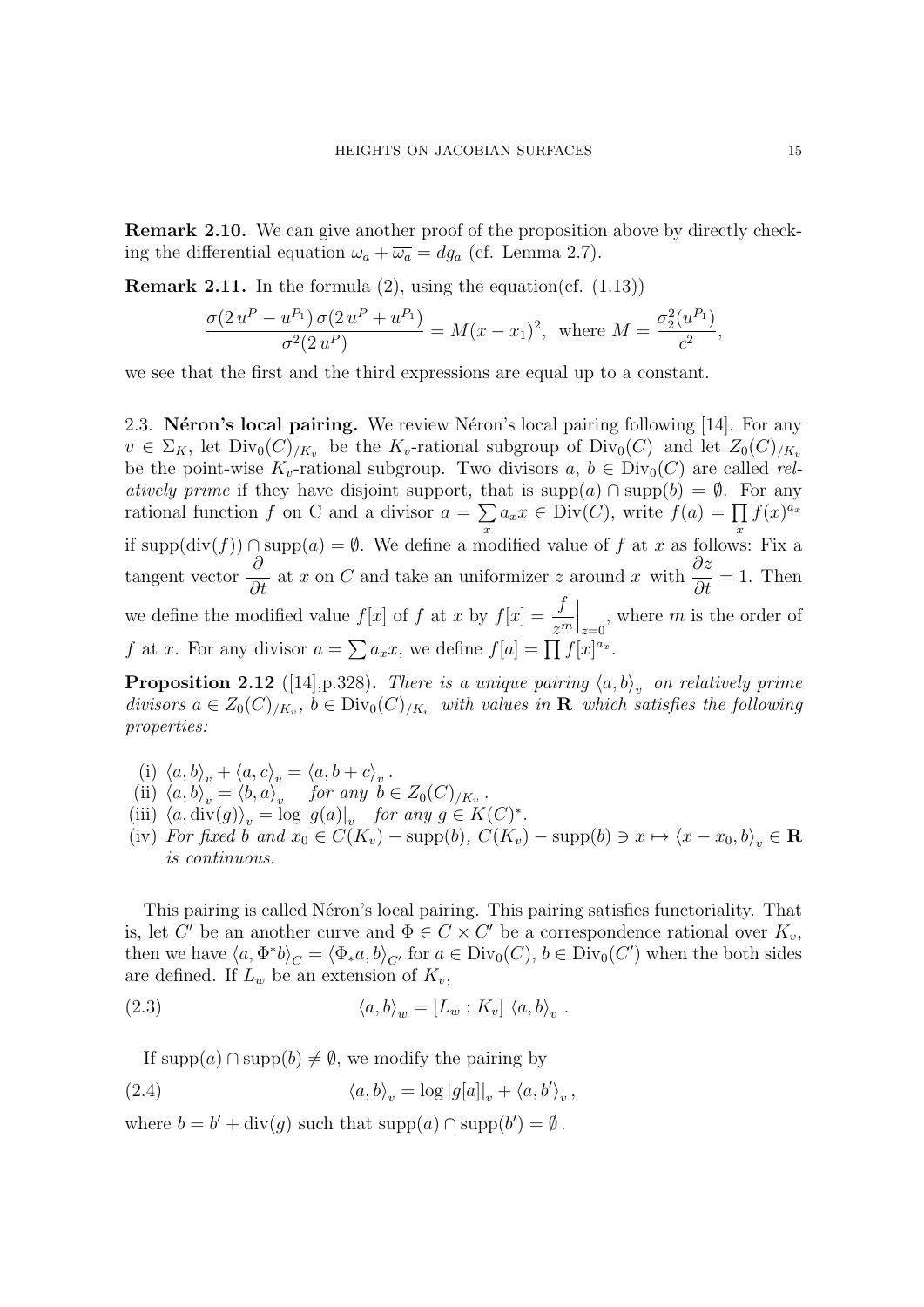**Remark 2.10.** We can give another proof of the proposition above by directly checking the differential equation $\omega_a + \overline{\omega_a} = dg_a$ (cf. Lemma 2.7).

**Remark 2.11.** In the formula (2), using the equation(cf. (1.13))

$$\frac{\sigma(2\,u^P - u^{P_1})\,\sigma(2\,u^P + u^{P_1})}{\sigma^2(2\,u^P)} = M(x - x_1)^2, \text{ where } M = \frac{\sigma_2^2(u^{P_1})}{c^2},$$

we see that the first and the third expressions are equal up to a constant.

2.3. **Néron's local pairing.** We review Néron's local pairing following [14]. For any $v \in \Sigma_K$, let $\mathrm{Div}_0(C)_{/K_v}$ be the $K_v$-rational subgroup of $\mathrm{Div}_0(C)$ and let $Z_0(C)_{/K_v}$ be the point-wise $K_v$-rational subgroup. Two divisors $a, b \in \mathrm{Div}_0(C)$ are called *relatively prime* if they have disjoint support, that is $\mathrm{supp}(a) \cap \mathrm{supp}(b) = \emptyset$. For any rational function $f$ on C and a divisor $a = \sum_x a_x x \in \mathrm{Div}(C)$, write $f(a) = \prod_x f(x)^{a_x}$ if $\mathrm{supp}(\mathrm{div}(f)) \cap \mathrm{supp}(a) = \emptyset$. We define a modified value of $f$ at $x$ as follows: Fix a tangent vector $\dfrac{\partial}{\partial t}$ at $x$ on $C$ and take an uniformizer $z$ around $x$ with $\dfrac{\partial z}{\partial t} = 1$. Then we define the modified value $f[x]$ of $f$ at $x$ by $f[x] = \left.\dfrac{f}{z^m}\right|_{z=0}$, where $m$ is the order of $f$ at $x$. For any divisor $a = \sum a_x x$, we define $f[a] = \prod f[x]^{a_x}$.

**Proposition 2.12** ([14],p.328)**.** *There is a unique pairing $\langle a, b\rangle_v$ on relatively prime divisors $a \in Z_0(C)_{/K_v}$, $b \in \mathrm{Div}_0(C)_{/K_v}$ with values in $\mathbf{R}$ which satisfies the following properties:*

- (i) $\langle a, b\rangle_v + \langle a, c\rangle_v = \langle a, b + c\rangle_v$.
- (ii) $\langle a, b\rangle_v = \langle b, a\rangle_v$ *for any* $b \in Z_0(C)_{/K_v}$.
- (iii) $\langle a, \mathrm{div}(g)\rangle_v = \log|g(a)|_v$ *for any* $g \in K(C)^*$.
- (iv) *For fixed* $b$ *and* $x_0 \in C(K_v) - \mathrm{supp}(b)$, $C(K_v) - \mathrm{supp}(b) \ni x \mapsto \langle x - x_0, b\rangle_v \in \mathbf{R}$ *is continuous.*

This pairing is called Néron's local pairing. This pairing satisfies functoriality. That is, let $C'$ be an another curve and $\Phi \in C \times C'$ be a correspondence rational over $K_v$, then we have $\langle a, \Phi^* b\rangle_C = \langle \Phi_* a, b\rangle_{C'}$ for $a \in \mathrm{Div}_0(C)$, $b \in \mathrm{Div}_0(C')$ when the both sides are defined. If $L_w$ be an extension of $K_v$,

$$\langle a, b\rangle_w = [L_w : K_v]\ \langle a, b\rangle_v\ . \tag{2.3}$$

If $\mathrm{supp}(a) \cap \mathrm{supp}(b) \neq \emptyset$, we modify the pairing by

$$\langle a, b\rangle_v = \log|g[a]|_v + \langle a, b'\rangle_v\,, \tag{2.4}$$

where $b = b' + \mathrm{div}(g)$ such that $\mathrm{supp}(a) \cap \mathrm{supp}(b') = \emptyset$.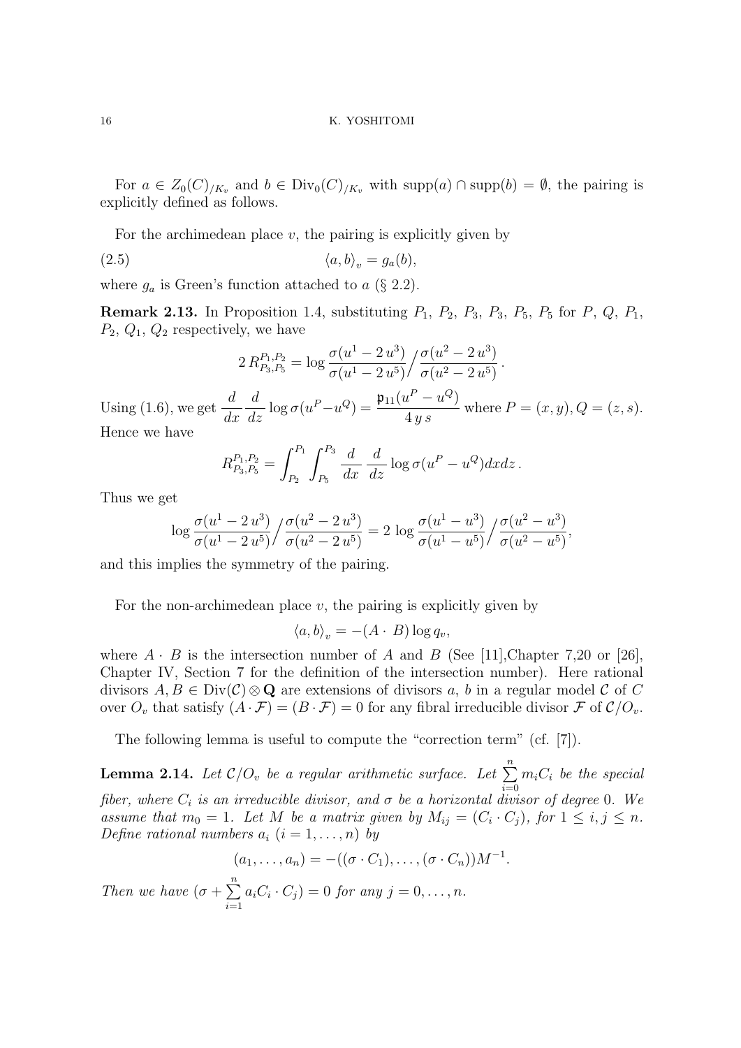For $a \in Z_0(C)_{/K_v}$ and $b \in \mathrm{Div}_0(C)_{/K_v}$ with $\mathrm{supp}(a) \cap \mathrm{supp}(b) = \emptyset$, the pairing is explicitly defined as follows.

For the archimedean place $v$, the pairing is explicitly given by

$$\langle a, b \rangle_v = g_a(b), \tag{2.5}$$

where $g_a$ is Green's function attached to $a$ (§ 2.2).

**Remark 2.13.** In Proposition 1.4, substituting $P_1$, $P_2$, $P_3$, $P_3$, $P_5$, $P_5$ for $P$, $Q$, $P_1$, $P_2$, $Q_1$, $Q_2$ respectively, we have

$$2\, R^{P_1,P_2}_{P_3,P_5} = \log \frac{\sigma(u^1 - 2\,u^3)}{\sigma(u^1 - 2\,u^5)} \Big/ \frac{\sigma(u^2 - 2\,u^3)}{\sigma(u^2 - 2\,u^5)}.$$

Using (1.6), we get $\dfrac{d}{dx}\dfrac{d}{dz} \log \sigma(u^P - u^Q) = \dfrac{\mathfrak{p}_{11}(u^P - u^Q)}{4\,y\,s}$ where $P = (x, y), Q = (z, s)$. Hence we have

$$R^{P_1,P_2}_{P_3,P_5} = \int_{P_2}^{P_1} \int_{P_5}^{P_3} \frac{d}{dx}\, \frac{d}{dz} \log \sigma(u^P - u^Q) dx dz\,.$$

Thus we get

$$\log \frac{\sigma(u^1 - 2\,u^3)}{\sigma(u^1 - 2\,u^5)} \Big/ \frac{\sigma(u^2 - 2\,u^3)}{\sigma(u^2 - 2\,u^5)} = 2\, \log \frac{\sigma(u^1 - u^3)}{\sigma(u^1 - u^5)} \Big/ \frac{\sigma(u^2 - u^3)}{\sigma(u^2 - u^5)},$$

and this implies the symmetry of the pairing.

For the non-archimedean place $v$, the pairing is explicitly given by

$$\langle a, b \rangle_v = -(A \cdot\, B) \log q_v,$$

where $A \cdot B$ is the intersection number of $A$ and $B$ (See [11],Chapter 7,20 or [26], Chapter IV, Section 7 for the definition of the intersection number). Here rational divisors $A, B \in \mathrm{Div}(\mathcal{C}) \otimes \mathbf{Q}$ are extensions of divisors $a$, $b$ in a regular model $\mathcal{C}$ of $C$ over $O_v$ that satisfy $(A \cdot \mathcal{F}) = (B \cdot \mathcal{F}) = 0$ for any fibral irreducible divisor $\mathcal{F}$ of $\mathcal{C}/O_v$.

The following lemma is useful to compute the "correction term" (cf. [7]).

**Lemma 2.14.** *Let $\mathcal{C}/O_v$ be a regular arithmetic surface. Let $\sum_{i=0}^{n} m_i C_i$ be the special fiber, where $C_i$ is an irreducible divisor, and $\sigma$ be a horizontal divisor of degree 0. We assume that $m_0 = 1$. Let $M$ be a matrix given by $M_{ij} = (C_i \cdot C_j)$, for $1 \le i, j \le n$. Define rational numbers $a_i$ $(i = 1, \ldots, n)$ by*

$$(a_1, \ldots, a_n) = -((\sigma \cdot C_1), \ldots, (\sigma \cdot C_n))M^{-1}.$$

*Then we have $(\sigma + \sum_{i=1}^{n} a_i C_i \cdot C_j) = 0$ for any $j = 0, \ldots, n$.*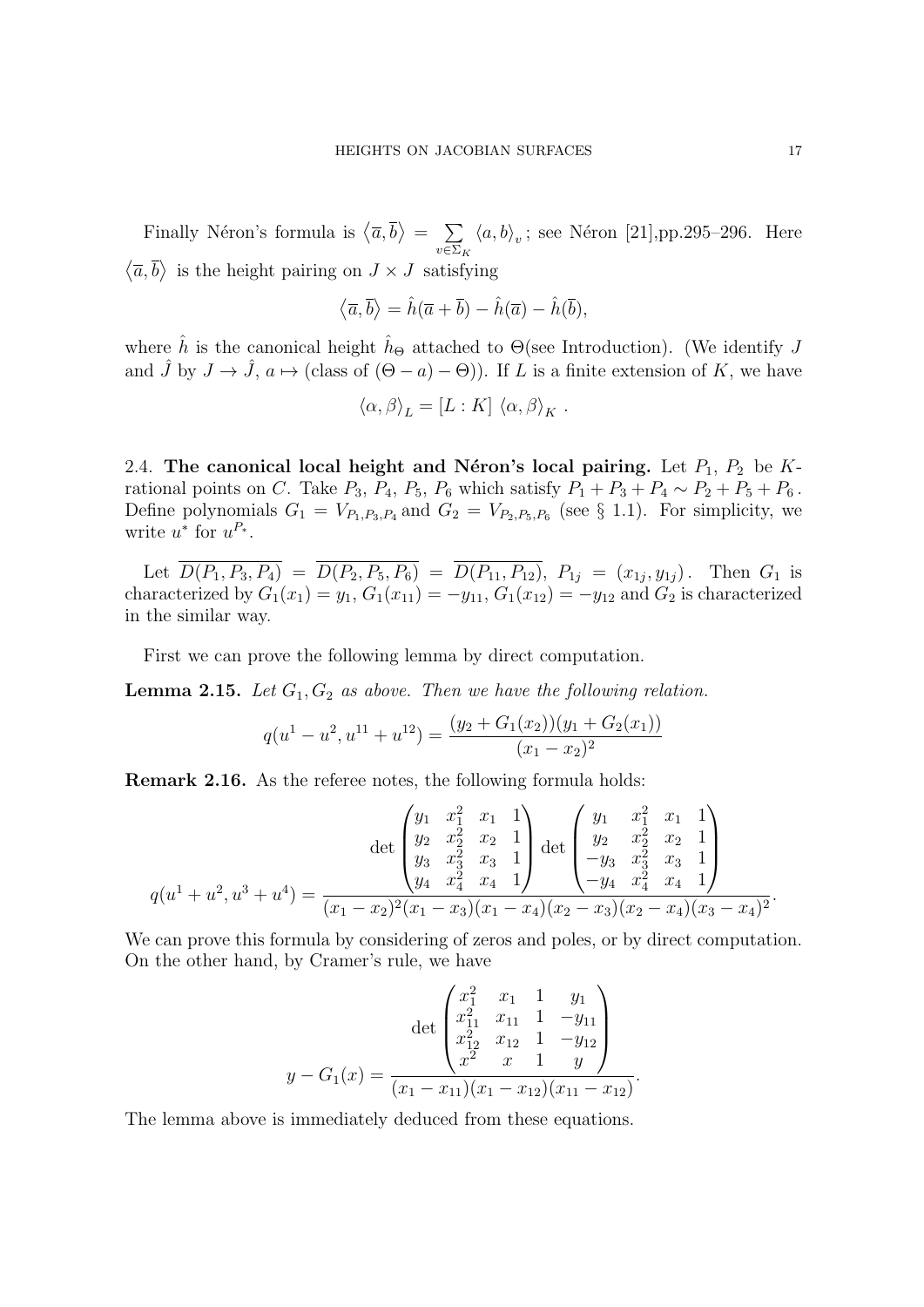Finally Néron's formula is $\langle \overline{a}, \overline{b} \rangle = \sum_{v \in \Sigma_K} \langle a, b \rangle_v$; see Néron [21],pp.295–296. Here $\langle \overline{a}, \overline{b} \rangle$ is the height pairing on $J \times J$ satisfying

$$\langle \overline{a}, \overline{b} \rangle = \hat{h}(\overline{a} + \overline{b}) - \hat{h}(\overline{a}) - \hat{h}(\overline{b}),$$

where $\hat{h}$ is the canonical height $\hat{h}_\Theta$ attached to $\Theta$(see Introduction). (We identify $J$ and $\hat{J}$ by $J \to \hat{J}$, $a \mapsto$ (class of $(\Theta - a) - \Theta$)). If $L$ is a finite extension of $K$, we have

$$\langle \alpha, \beta \rangle_L = [L : K] \ \langle \alpha, \beta \rangle_K \ .$$

2.4. **The canonical local height and Néron's local pairing.** Let $P_1$, $P_2$ be $K$-rational points on $C$. Take $P_3$, $P_4$, $P_5$, $P_6$ which satisfy $P_1 + P_3 + P_4 \sim P_2 + P_5 + P_6$. Define polynomials $G_1 = V_{P_1,P_3,P_4}$ and $G_2 = V_{P_2,P_5,P_6}$ (see § 1.1). For simplicity, we write $u^*$ for $u^{P_*}$.

Let $\overline{D(P_1, P_3, P_4)} = \overline{D(P_2, P_5, P_6)} = \overline{D(P_{11}, P_{12})}$, $P_{1j} = (x_{1j}, y_{1j})$. Then $G_1$ is characterized by $G_1(x_1) = y_1$, $G_1(x_{11}) = -y_{11}$, $G_1(x_{12}) = -y_{12}$ and $G_2$ is characterized in the similar way.

First we can prove the following lemma by direct computation.

**Lemma 2.15.** *Let $G_1, G_2$ as above. Then we have the following relation.*

$$q(u^1 - u^2, u^{11} + u^{12}) = \frac{(y_2 + G_1(x_2))(y_1 + G_2(x_1))}{(x_1 - x_2)^2}$$

**Remark 2.16.** As the referee notes, the following formula holds:

$$q(u^1 + u^2, u^3 + u^4) = \frac{\det \begin{pmatrix} y_1 & x_1^2 & x_1 & 1 \\ y_2 & x_2^2 & x_2 & 1 \\ y_3 & x_3^2 & x_3 & 1 \\ y_4 & x_4^2 & x_4 & 1 \end{pmatrix} \det \begin{pmatrix} y_1 & x_1^2 & x_1 & 1 \\ y_2 & x_2^2 & x_2 & 1 \\ -y_3 & x_3^2 & x_3 & 1 \\ -y_4 & x_4^2 & x_4 & 1 \end{pmatrix}}{(x_1 - x_2)^2 (x_1 - x_3)(x_1 - x_4)(x_2 - x_3)(x_2 - x_4)(x_3 - x_4)^2}.$$

We can prove this formula by considering of zeros and poles, or by direct computation. On the other hand, by Cramer's rule, we have

$$y - G_1(x) = \frac{\det \begin{pmatrix} x_1^2 & x_1 & 1 & y_1 \\ x_{11}^2 & x_{11} & 1 & -y_{11} \\ x_{12}^2 & x_{12} & 1 & -y_{12} \\ x^2 & x & 1 & y \end{pmatrix}}{(x_1 - x_{11})(x_1 - x_{12})(x_{11} - x_{12})}.$$

The lemma above is immediately deduced from these equations.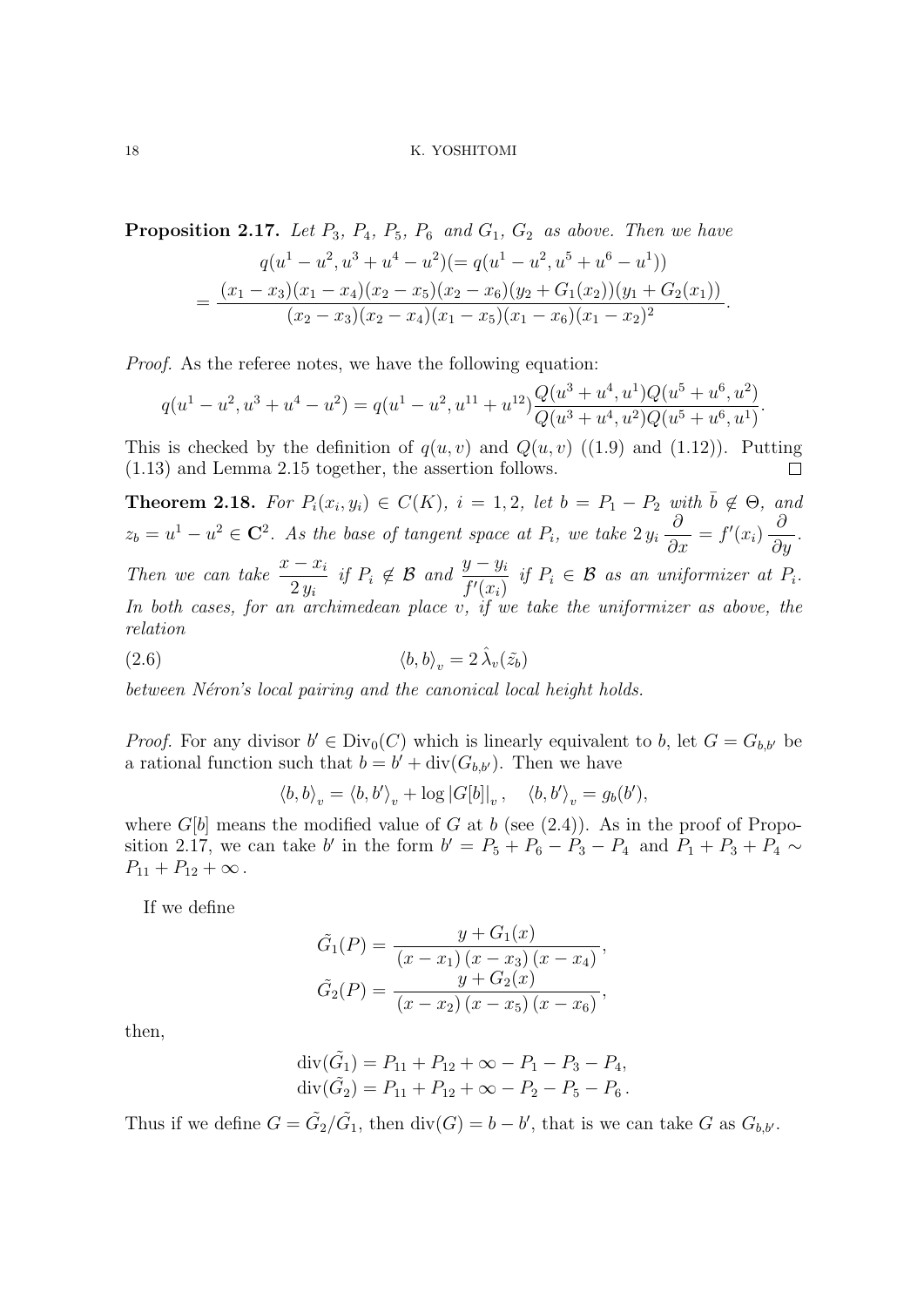**Proposition 2.17.** *Let $P_3$, $P_4$, $P_5$, $P_6$ and $G_1$, $G_2$ as above. Then we have*

$$
\begin{aligned}
&q(u^1-u^2,u^3+u^4-u^2)(=q(u^1-u^2,u^5+u^6-u^1))\\
&=\frac{(x_1-x_3)(x_1-x_4)(x_2-x_5)(x_2-x_6)(y_2+G_1(x_2))(y_1+G_2(x_1))}{(x_2-x_3)(x_2-x_4)(x_1-x_5)(x_1-x_6)(x_1-x_2)^2}.
\end{aligned}
$$

*Proof.* As the referee notes, we have the following equation:

$$
q(u^1-u^2,u^3+u^4-u^2)=q(u^1-u^2,u^{11}+u^{12})\frac{Q(u^3+u^4,u^1)Q(u^5+u^6,u^2)}{Q(u^3+u^4,u^2)Q(u^5+u^6,u^1)}.
$$

This is checked by the definition of $q(u,v)$ and $Q(u,v)$ ((1.9) and (1.12)). Putting (1.13) and Lemma 2.15 together, the assertion follows. □

**Theorem 2.18.** *For $P_i(x_i,y_i)\in C(K)$, $i=1,2$, let $b=P_1-P_2$ with $\bar{b}\notin\Theta$, and $z_b=u^1-u^2\in\mathbf{C}^2$. As the base of tangent space at $P_i$, we take $2\,y_i\,\dfrac{\partial}{\partial x}=f'(x_i)\,\dfrac{\partial}{\partial y}$. Then we can take $\dfrac{x-x_i}{2\,y_i}$ if $P_i\notin\mathcal{B}$ and $\dfrac{y-y_i}{f'(x_i)}$ if $P_i\in\mathcal{B}$ as an uniformizer at $P_i$. In both cases, for an archimedean place $v$, if we take the uniformizer as above, the relation*

$$
\langle b,b\rangle_v=2\,\hat{\lambda}_v(\tilde{z_b}) \tag{2.6}
$$

*between Néron's local pairing and the canonical local height holds.*

*Proof.* For any divisor $b'\in\mathrm{Div}_0(C)$ which is linearly equivalent to $b$, let $G=G_{b,b'}$ be a rational function such that $b=b'+\mathrm{div}(G_{b,b'})$. Then we have

$$
\langle b,b\rangle_v=\langle b,b'\rangle_v+\log|G[b]|_v\,,\quad \langle b,b'\rangle_v=g_b(b'),
$$

where $G[b]$ means the modified value of $G$ at $b$ (see (2.4)). As in the proof of Proposition 2.17, we can take $b'$ in the form $b'=P_5+P_6-P_3-P_4$ and $P_1+P_3+P_4\sim P_{11}+P_{12}+\infty$.

If we define

$$
\begin{aligned}
\tilde{G_1}(P)&=\frac{y+G_1(x)}{(x-x_1)\,(x-x_3)\,(x-x_4)},\\
\tilde{G_2}(P)&=\frac{y+G_2(x)}{(x-x_2)\,(x-x_5)\,(x-x_6)},
\end{aligned}
$$

then,

$$
\begin{aligned}
\mathrm{div}(\tilde{G_1})&=P_{11}+P_{12}+\infty-P_1-P_3-P_4,\\
\mathrm{div}(\tilde{G_2})&=P_{11}+P_{12}+\infty-P_2-P_5-P_6\,.
\end{aligned}
$$

Thus if we define $G=\tilde{G_2}/\tilde{G_1}$, then $\mathrm{div}(G)=b-b'$, that is we can take $G$ as $G_{b,b'}$.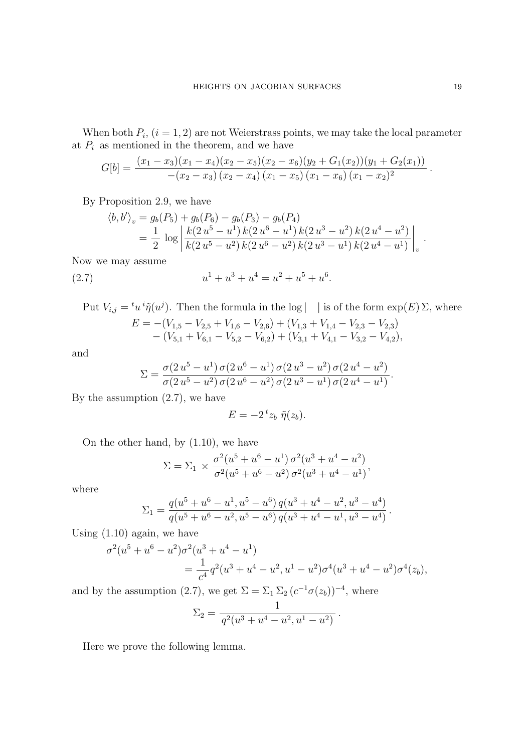When both $P_i$, $(i = 1, 2)$ are not Weierstrass points, we may take the local parameter at $P_i$ as mentioned in the theorem, and we have

$$G[b] = \frac{(x_1 - x_3)(x_1 - x_4)(x_2 - x_5)(x_2 - x_6)(y_2 + G_1(x_2))(y_1 + G_2(x_1))}{-(x_2 - x_3)\,(x_2 - x_4)\,(x_1 - x_5)\,(x_1 - x_6)\,(x_1 - x_2)^2}\,.$$

By Proposition 2.9, we have

$$\begin{aligned}
\langle b, b' \rangle_v &= g_b(P_5) + g_b(P_6) - g_b(P_3) - g_b(P_4) \\
&= \frac{1}{2}\,\log\left|\frac{k(2\,u^5 - u^1)\,k(2\,u^6 - u^1)\,k(2\,u^3 - u^2)\,k(2\,u^4 - u^2)}{k(2\,u^5 - u^2)\,k(2\,u^6 - u^2)\,k(2\,u^3 - u^1)\,k(2\,u^4 - u^1)}\right|_v\,.
\end{aligned}$$

Now we may assume

$$u^1 + u^3 + u^4 = u^2 + u^5 + u^6. \tag{2.7}$$

Put $V_{i,j} = {}^t u^i \tilde{\eta}(u^j)$. Then the formula in the $\log|\quad|$ is of the form $\exp(E)\,\Sigma$, where

$$\begin{aligned}
E = &-(V_{1,5} - V_{2,5} + V_{1,6} - V_{2,6}) + (V_{1,3} + V_{1,4} - V_{2,3} - V_{2,3}) \\
&- (V_{5,1} + V_{6,1} - V_{5,2} - V_{6,2}) + (V_{3,1} + V_{4,1} - V_{3,2} - V_{4,2}),
\end{aligned}$$

and

$$\Sigma = \frac{\sigma(2\,u^5 - u^1)\,\sigma(2\,u^6 - u^1)\,\sigma(2\,u^3 - u^2)\,\sigma(2\,u^4 - u^2)}{\sigma(2\,u^5 - u^2)\,\sigma(2\,u^6 - u^2)\,\sigma(2\,u^3 - u^1)\,\sigma(2\,u^4 - u^1)}.$$

By the assumption (2.7), we have

$$E = -2\,{}^t z_b\;\tilde{\eta}(z_b).$$

On the other hand, by (1.10), we have

$$\Sigma = \Sigma_1\,\times\,\frac{\sigma^2(u^5 + u^6 - u^1)\,\sigma^2(u^3 + u^4 - u^2)}{\sigma^2(u^5 + u^6 - u^2)\,\sigma^2(u^3 + u^4 - u^1)},$$

where

$$\Sigma_1 = \frac{q(u^5 + u^6 - u^1, u^5 - u^6)\,q(u^3 + u^4 - u^2, u^3 - u^4)}{q(u^5 + u^6 - u^2, u^5 - u^6)\,q(u^3 + u^4 - u^1, u^3 - u^4)}\,.$$

Using (1.10) again, we have

$$\begin{aligned}
\sigma^2(u^5 + u^6 - u^2)&\sigma^2(u^3 + u^4 - u^1) \\
&= \frac{1}{c^4} q^2(u^3 + u^4 - u^2, u^1 - u^2)\sigma^4(u^3 + u^4 - u^2)\sigma^4(z_b),
\end{aligned}$$

and by the assumption (2.7), we get $\Sigma = \Sigma_1\,\Sigma_2\,(c^{-1}\sigma(z_b))^{-4}$, where

$$\Sigma_2 = \frac{1}{q^2(u^3 + u^4 - u^2, u^1 - u^2)}\,.$$

Here we prove the following lemma.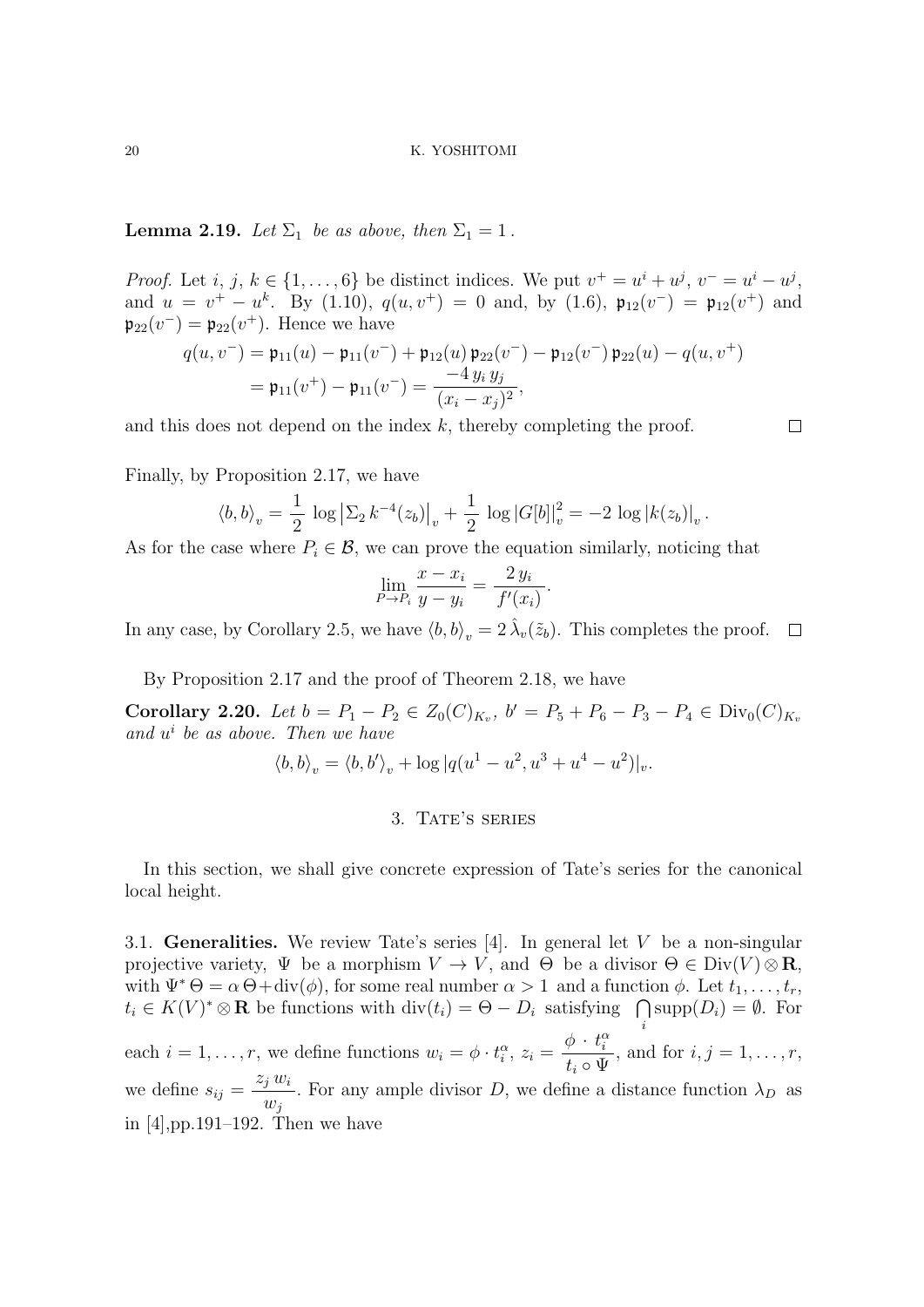**Lemma 2.19.** *Let $\Sigma_1$ be as above, then $\Sigma_1 = 1$.*

*Proof.* Let $i, j, k \in \{1, \ldots, 6\}$ be distinct indices. We put $v^+ = u^i + u^j$, $v^- = u^i - u^j$, and $u = v^+ - u^k$. By (1.10), $q(u, v^+) = 0$ and, by (1.6), $\mathfrak{p}_{12}(v^-) = \mathfrak{p}_{12}(v^+)$ and $\mathfrak{p}_{22}(v^-) = \mathfrak{p}_{22}(v^+)$. Hence we have

$$
\begin{aligned}
q(u, v^-) &= \mathfrak{p}_{11}(u) - \mathfrak{p}_{11}(v^-) + \mathfrak{p}_{12}(u)\,\mathfrak{p}_{22}(v^-) - \mathfrak{p}_{12}(v^-)\,\mathfrak{p}_{22}(u) - q(u, v^+) \\
&= \mathfrak{p}_{11}(v^+) - \mathfrak{p}_{11}(v^-) = \frac{-4\, y_i\, y_j}{(x_i - x_j)^2},
\end{aligned}
$$

and this does not depend on the index $k$, thereby completing the proof. $\square$

Finally, by Proposition 2.17, we have

$$
\langle b, b\rangle_v = \frac{1}{2}\, \log \left|\Sigma_2\, k^{-4}(z_b)\right|_v + \frac{1}{2}\, \log |G[b]|_v^2 = -2\, \log |k(z_b)|_v .
$$

As for the case where $P_i \in \mathcal{B}$, we can prove the equation similarly, noticing that

$$
\lim_{P \to P_i} \frac{x - x_i}{y - y_i} = \frac{2\, y_i}{f'(x_i)}.
$$

In any case, by Corollary 2.5, we have $\langle b, b\rangle_v = 2\, \hat{\lambda}_v(\tilde{z}_b)$. This completes the proof. $\square$

By Proposition 2.17 and the proof of Theorem 2.18, we have

**Corollary 2.20.** *Let $b = P_1 - P_2 \in Z_0(C)_{K_v}$, $b' = P_5 + P_6 - P_3 - P_4 \in \mathrm{Div}_0(C)_{K_v}$ and $u^i$ be as above. Then we have*

$$
\langle b, b\rangle_v = \langle b, b'\rangle_v + \log |q(u^1 - u^2, u^3 + u^4 - u^2)|_v.
$$

## 3. Tate's series

In this section, we shall give concrete expression of Tate's series for the canonical local height.

3.1. **Generalities.** We review Tate's series [4]. In general let $V$ be a non-singular projective variety, $\Psi$ be a morphism $V \to V$, and $\Theta$ be a divisor $\Theta \in \mathrm{Div}(V) \otimes \mathbf{R}$, with $\Psi^* \Theta = \alpha\, \Theta + \mathrm{div}(\phi)$, for some real number $\alpha > 1$ and a function $\phi$. Let $t_1, \ldots, t_r$, $t_i \in K(V)^* \otimes \mathbf{R}$ be functions with $\mathrm{div}(t_i) = \Theta - D_i$ satisfying $\bigcap_i \mathrm{supp}(D_i) = \emptyset$. For each $i = 1, \ldots, r$, we define functions $w_i = \phi \cdot t_i^\alpha$, $z_i = \dfrac{\phi\, \cdot\, t_i^\alpha}{t_i \circ \Psi}$, and for $i, j = 1, \ldots, r$, we define $s_{ij} = \dfrac{z_j\, w_i}{w_j}$. For any ample divisor $D$, we define a distance function $\lambda_D$ as in [4],pp.191–192. Then we have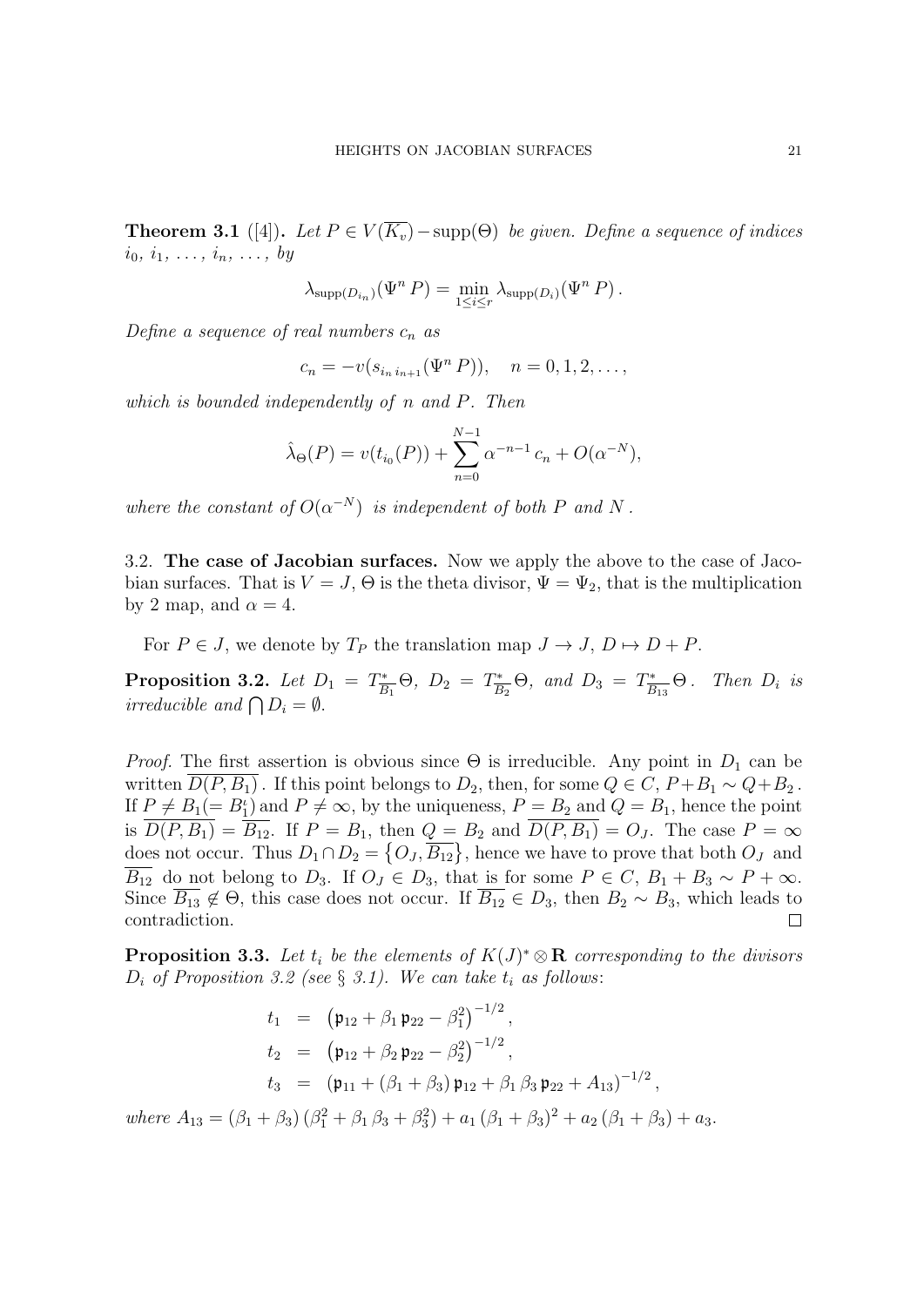**Theorem 3.1** ([4])**.** *Let $P \in V(\overline{K_v}) - \operatorname{supp}(\Theta)$ be given. Define a sequence of indices $i_0, i_1, \ldots, i_n, \ldots,$ by*

$$\lambda_{\operatorname{supp}(D_{i_n})}(\Psi^n P) = \min_{1 \le i \le r} \lambda_{\operatorname{supp}(D_i)}(\Psi^n P).$$

*Define a sequence of real numbers $c_n$ as*

$$c_n = -v(s_{i_n i_{n+1}}(\Psi^n P)), \quad n = 0, 1, 2, \ldots,$$

*which is bounded independently of $n$ and $P$. Then*

$$\hat{\lambda}_\Theta(P) = v(t_{i_0}(P)) + \sum_{n=0}^{N-1} \alpha^{-n-1} c_n + O(\alpha^{-N}),$$

*where the constant of $O(\alpha^{-N})$ is independent of both $P$ and $N$.*

3.2. **The case of Jacobian surfaces.** Now we apply the above to the case of Jacobian surfaces. That is $V = J$, $\Theta$ is the theta divisor, $\Psi = \Psi_2$, that is the multiplication by 2 map, and $\alpha = 4$.

For $P \in J$, we denote by $T_P$ the translation map $J \to J$, $D \mapsto D + P$.

**Proposition 3.2.** *Let $D_1 = T^*_{\overline{B_1}}\Theta$, $D_2 = T^*_{\overline{B_2}}\Theta$, and $D_3 = T^*_{\overline{B_{13}}}\Theta$. Then $D_i$ is irreducible and $\bigcap D_i = \emptyset$.*

*Proof.* The first assertion is obvious since $\Theta$ is irreducible. Any point in $D_1$ can be written $\overline{D(P, B_1)}$. If this point belongs to $D_2$, then, for some $Q \in C$, $P + B_1 \sim Q + B_2$. If $P \neq B_1 (= B_1^\iota)$ and $P \neq \infty$, by the uniqueness, $P = B_2$ and $Q = B_1$, hence the point is $\overline{D(P, B_1)} = \overline{B_{12}}$. If $P = B_1$, then $Q = B_2$ and $\overline{D(P, B_1)} = O_J$. The case $P = \infty$ does not occur. Thus $D_1 \cap D_2 = \{O_J, \overline{B_{12}}\}$, hence we have to prove that both $O_J$ and $\overline{B_{12}}$ do not belong to $D_3$. If $O_J \in D_3$, that is for some $P \in C$, $B_1 + B_3 \sim P + \infty$. Since $\overline{B_{13}} \notin \Theta$, this case does not occur. If $\overline{B_{12}} \in D_3$, then $B_2 \sim B_3$, which leads to contradiction. $\square$

**Proposition 3.3.** *Let $t_i$ be the elements of $K(J)^* \otimes \mathbf{R}$ corresponding to the divisors $D_i$ of Proposition 3.2 (see § 3.1). We can take $t_i$ as follows:*

$$\begin{aligned}
t_1 &= \left(\mathfrak{p}_{12} + \beta_1 \mathfrak{p}_{22} - \beta_1^2\right)^{-1/2}, \\
t_2 &= \left(\mathfrak{p}_{12} + \beta_2 \mathfrak{p}_{22} - \beta_2^2\right)^{-1/2}, \\
t_3 &= \left(\mathfrak{p}_{11} + (\beta_1 + \beta_3)\,\mathfrak{p}_{12} + \beta_1 \beta_3 \,\mathfrak{p}_{22} + A_{13}\right)^{-1/2},
\end{aligned}$$

*where $A_{13} = (\beta_1 + \beta_3)\,(\beta_1^2 + \beta_1 \beta_3 + \beta_3^2) + a_1\,(\beta_1 + \beta_3)^2 + a_2\,(\beta_1 + \beta_3) + a_3$.*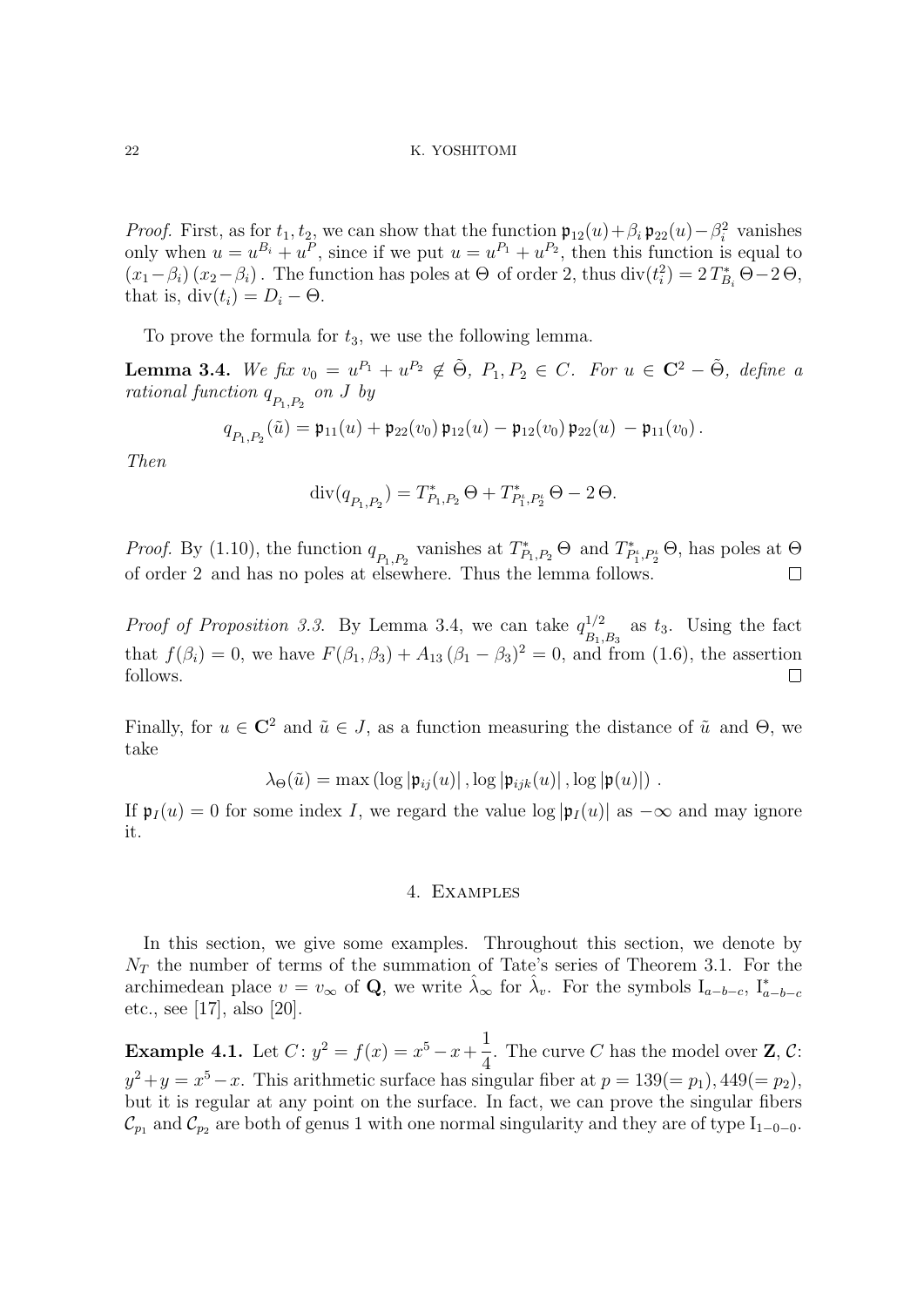*Proof.* First, as for $t_1, t_2$, we can show that the function $\mathfrak{p}_{12}(u)+\beta_i\,\mathfrak{p}_{22}(u)-\beta_i^2$ vanishes only when $u = u^{B_i}+u^{P}$, since if we put $u = u^{P_1}+u^{P_2}$, then this function is equal to $(x_1-\beta_i)\,(x_2-\beta_i)$. The function has poles at $\Theta$ of order 2, thus $\mathrm{div}(t_i^2) = 2\,T_{B_i}^*\,\Theta - 2\,\Theta$, that is, $\mathrm{div}(t_i) = D_i - \Theta$.

To prove the formula for $t_3$, we use the following lemma.

**Lemma 3.4.** *We fix $v_0 = u^{P_1}+u^{P_2} \notin \tilde{\Theta}$, $P_1, P_2 \in C$. For $u \in \mathbf{C}^2 - \tilde{\Theta}$, define a rational function $q_{P_1,P_2}$ on $J$ by*

$$q_{P_1,P_2}(\tilde{u}) = \mathfrak{p}_{11}(u) + \mathfrak{p}_{22}(v_0)\,\mathfrak{p}_{12}(u) - \mathfrak{p}_{12}(v_0)\,\mathfrak{p}_{22}(u)\, - \mathfrak{p}_{11}(v_0)\,.$$

*Then*

$$\mathrm{div}(q_{P_1,P_2}) = T_{P_1,P_2}^*\,\Theta + T_{P_1^\iota,P_2^\iota}^*\,\Theta - 2\,\Theta.$$

*Proof.* By (1.10), the function $q_{P_1,P_2}$ vanishes at $T_{P_1,P_2}^*\,\Theta$ and $T_{P_1^\iota,P_2^\iota}^*\,\Theta$, has poles at $\Theta$ of order 2 and has no poles at elsewhere. Thus the lemma follows. $\square$

*Proof of Proposition 3.3.* By Lemma 3.4, we can take $q_{B_1,B_3}^{1/2}$ as $t_3$. Using the fact that $f(\beta_i) = 0$, we have $F(\beta_1,\beta_3) + A_{13}\,(\beta_1-\beta_3)^2 = 0$, and from (1.6), the assertion follows. $\square$

Finally, for $u \in \mathbf{C}^2$ and $\tilde{u} \in J$, as a function measuring the distance of $\tilde{u}$ and $\Theta$, we take

$$\lambda_\Theta(\tilde{u}) = \max\left(\log|\mathfrak{p}_{ij}(u)|\,, \log|\mathfrak{p}_{ijk}(u)|\,, \log|\mathfrak{p}(u)|\right)\,.$$

If $\mathfrak{p}_I(u) = 0$ for some index $I$, we regard the value $\log|\mathfrak{p}_I(u)|$ as $-\infty$ and may ignore it.

## 4. Examples

In this section, we give some examples. Throughout this section, we denote by $N_T$ the number of terms of the summation of Tate's series of Theorem 3.1. For the archimedean place $v = v_\infty$ of $\mathbf{Q}$, we write $\hat{\lambda}_\infty$ for $\hat{\lambda}_v$. For the symbols $\mathrm{I}_{a-b-c}$, $\mathrm{I}_{a-b-c}^*$ etc., see [17], also [20].

**Example 4.1.** Let $C\colon y^2 = f(x) = x^5 - x + \dfrac{1}{4}$. The curve $C$ has the model over $\mathbf{Z}$, $\mathcal{C}$: $y^2+y = x^5-x$. This arithmetic surface has singular fiber at $p = 139(=p_1), 449(=p_2)$, but it is regular at any point on the surface. In fact, we can prove the singular fibers $\mathcal{C}_{p_1}$ and $\mathcal{C}_{p_2}$ are both of genus 1 with one normal singularity and they are of type $\mathrm{I}_{1-0-0}$.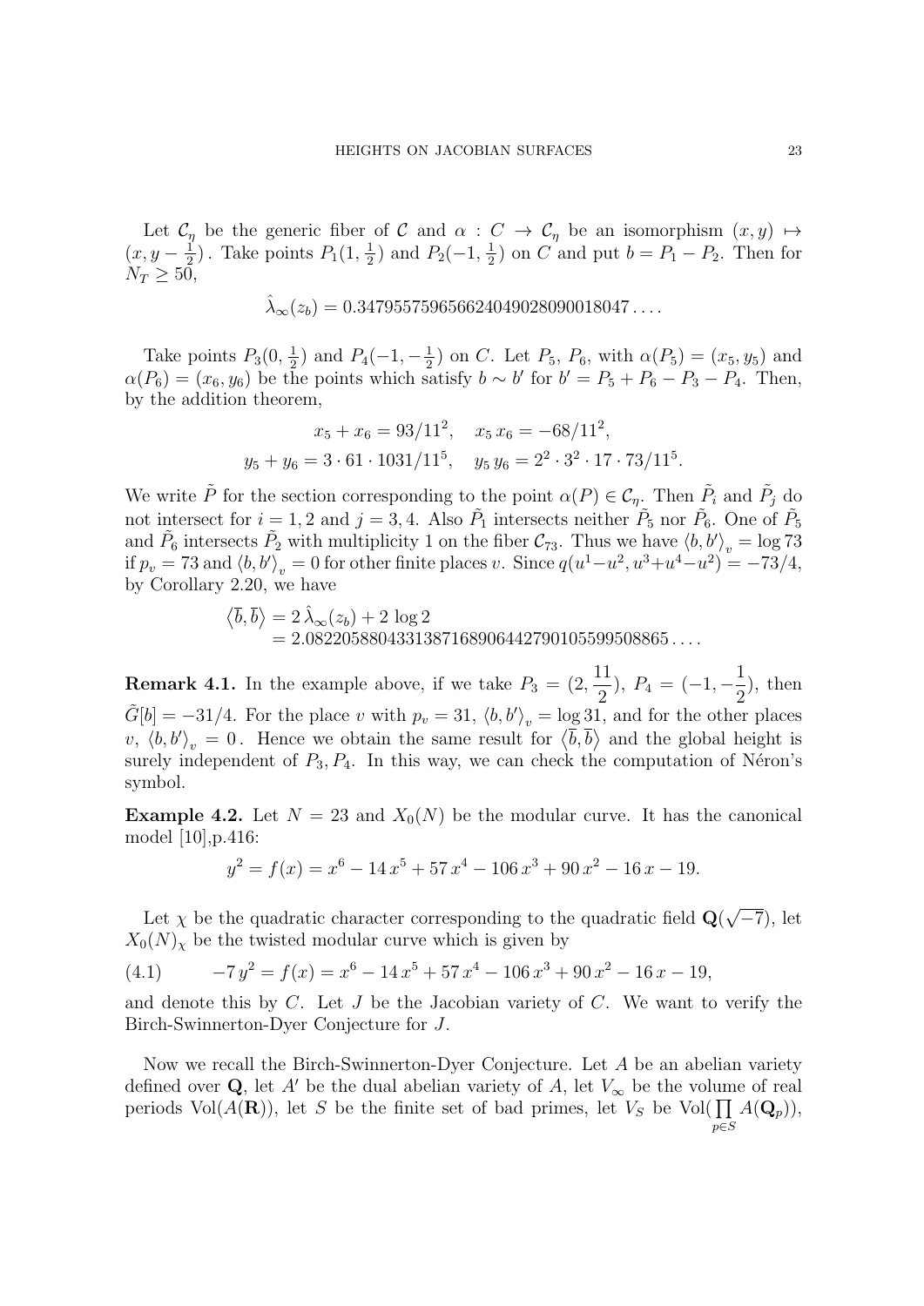Let $\mathcal{C}_\eta$ be the generic fiber of $\mathcal{C}$ and $\alpha : C \to \mathcal{C}_\eta$ be an isomorphism $(x, y) \mapsto (x, y - \frac{1}{2})$. Take points $P_1(1, \frac{1}{2})$ and $P_2(-1, \frac{1}{2})$ on $C$ and put $b = P_1 - P_2$. Then for $N_T \geq 50$,

$$\hat{\lambda}_\infty(z_b) = 0.34795575965662404902809001804 7\ldots.$$

Take points $P_3(0, \frac{1}{2})$ and $P_4(-1, -\frac{1}{2})$ on $C$. Let $P_5$, $P_6$, with $\alpha(P_5) = (x_5, y_5)$ and $\alpha(P_6) = (x_6, y_6)$ be the points which satisfy $b \sim b'$ for $b' = P_5 + P_6 - P_3 - P_4$. Then, by the addition theorem,

$$x_5 + x_6 = 93/11^2, \quad x_5\, x_6 = -68/11^2,$$
$$y_5 + y_6 = 3 \cdot 61 \cdot 1031/11^5, \quad y_5\, y_6 = 2^2 \cdot 3^2 \cdot 17 \cdot 73/11^5.$$

We write $\tilde{P}$ for the section corresponding to the point $\alpha(P) \in \mathcal{C}_\eta$. Then $\tilde{P}_i$ and $\tilde{P}_j$ do not intersect for $i = 1, 2$ and $j = 3, 4$. Also $\tilde{P}_1$ intersects neither $\tilde{P}_5$ nor $\tilde{P}_6$. One of $\tilde{P}_5$ and $\tilde{P}_6$ intersects $\tilde{P}_2$ with multiplicity 1 on the fiber $\mathcal{C}_{73}$. Thus we have $\langle b, b' \rangle_v = \log 73$ if $p_v = 73$ and $\langle b, b' \rangle_v = 0$ for other finite places $v$. Since $q(u^1 - u^2, u^3 + u^4 - u^2) = -73/4$, by Corollary 2.20, we have

$$\begin{aligned}\langle \overline{b}, \overline{b} \rangle &= 2\, \hat{\lambda}_\infty(z_b) + 2 \log 2 \\ &= 2.0822058804331387168906442790105599508865\ldots.\end{aligned}$$

**Remark 4.1.** In the example above, if we take $P_3 = (2, \dfrac{11}{2})$, $P_4 = (-1, -\dfrac{1}{2})$, then $\tilde{G}[b] = -31/4$. For the place $v$ with $p_v = 31$, $\langle b, b' \rangle_v = \log 31$, and for the other places $v$, $\langle b, b' \rangle_v = 0$. Hence we obtain the same result for $\langle \overline{b}, \overline{b} \rangle$ and the global height is surely independent of $P_3, P_4$. In this way, we can check the computation of Néron's symbol.

**Example 4.2.** Let $N = 23$ and $X_0(N)$ be the modular curve. It has the canonical model [10],p.416:

$$y^2 = f(x) = x^6 - 14\, x^5 + 57\, x^4 - 106\, x^3 + 90\, x^2 - 16\, x - 19.$$

Let $\chi$ be the quadratic character corresponding to the quadratic field $\mathbf{Q}(\sqrt{-7})$, let $X_0(N)_\chi$ be the twisted modular curve which is given by

$$-7\, y^2 = f(x) = x^6 - 14\, x^5 + 57\, x^4 - 106\, x^3 + 90\, x^2 - 16\, x - 19, \tag{4.1}$$

and denote this by $C$. Let $J$ be the Jacobian variety of $C$. We want to verify the Birch-Swinnerton-Dyer Conjecture for $J$.

Now we recall the Birch-Swinnerton-Dyer Conjecture. Let $A$ be an abelian variety defined over $\mathbf{Q}$, let $A'$ be the dual abelian variety of $A$, let $V_\infty$ be the volume of real periods $\mathrm{Vol}(A(\mathbf{R}))$, let $S$ be the finite set of bad primes, let $V_S$ be $\mathrm{Vol}(\prod_{p \in S} A(\mathbf{Q}_p))$,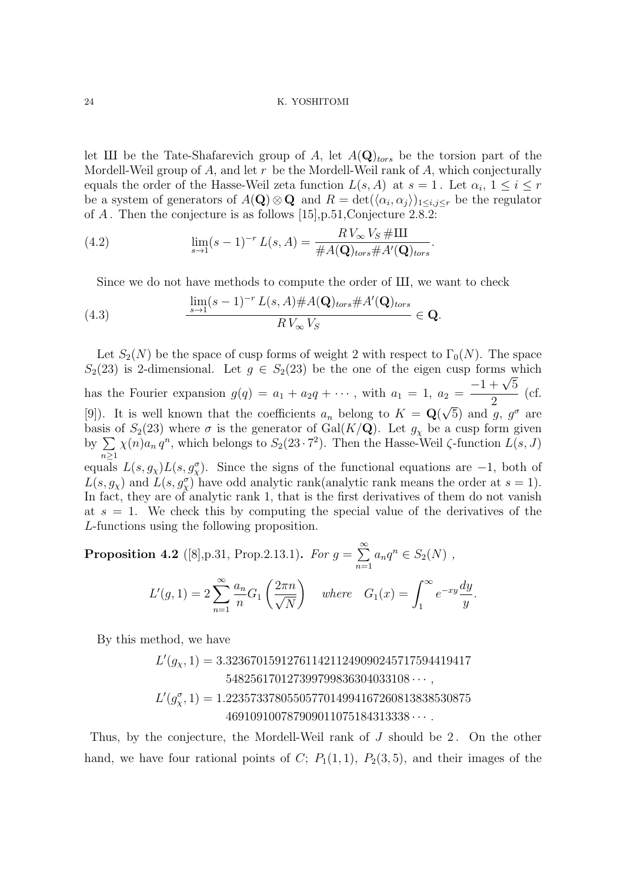let Ш be the Tate-Shafarevich group of $A$, let $A(\mathbf{Q})_{tors}$ be the torsion part of the Mordell-Weil group of $A$, and let $r$ be the Mordell-Weil rank of $A$, which conjecturally equals the order of the Hasse-Weil zeta function $L(s, A)$ at $s = 1$. Let $\alpha_i$, $1 \leq i \leq r$ be a system of generators of $A(\mathbf{Q}) \otimes \mathbf{Q}$ and $R = \det(\langle \alpha_i, \alpha_j \rangle)_{1 \leq i,j \leq r}$ be the regulator of $A$. Then the conjecture is as follows [15],p.51,Conjecture 2.8.2:

$$\lim_{s \to 1} (s-1)^{-r} L(s, A) = \frac{R\, V_\infty\, V_S\, \#Ш}{\#A(\mathbf{Q})_{tors} \#A'(\mathbf{Q})_{tors}}. \tag{4.2}$$

Since we do not have methods to compute the order of Ш, we want to check

$$\frac{\lim_{s \to 1} (s-1)^{-r} L(s, A) \#A(\mathbf{Q})_{tors} \#A'(\mathbf{Q})_{tors}}{R\, V_\infty\, V_S} \in \mathbf{Q}. \tag{4.3}$$

Let $S_2(N)$ be the space of cusp forms of weight 2 with respect to $\Gamma_0(N)$. The space $S_2(23)$ is 2-dimensional. Let $g \in S_2(23)$ be the one of the eigen cusp forms which has the Fourier expansion $g(q) = a_1 + a_2 q + \cdots$, with $a_1 = 1$, $a_2 = \dfrac{-1 + \sqrt{5}}{2}$ (cf. [9]). It is well known that the coefficients $a_n$ belong to $K = \mathbf{Q}(\sqrt{5})$ and $g$, $g^\sigma$ are basis of $S_2(23)$ where $\sigma$ is the generator of $\mathrm{Gal}(K/\mathbf{Q})$. Let $g_\chi$ be a cusp form given by $\sum_{n \geq 1} \chi(n) a_n q^n$, which belongs to $S_2(23 \cdot 7^2)$. Then the Hasse-Weil $\zeta$-function $L(s, J)$ equals $L(s, g_\chi) L(s, g_\chi^\sigma)$. Since the signs of the functional equations are $-1$, both of $L(s, g_\chi)$ and $L(s, g_\chi^\sigma)$ have odd analytic rank(analytic rank means the order at $s = 1$). In fact, they are of analytic rank 1, that is the first derivatives of them do not vanish at $s = 1$. We check this by computing the special value of the derivatives of the $L$-functions using the following proposition.

**Proposition 4.2** ([8],p.31, Prop.2.13.1)**.** *For* $g = \sum_{n=1}^{\infty} a_n q^n \in S_2(N)$ ,

$$L'(g, 1) = 2 \sum_{n=1}^{\infty} \frac{a_n}{n} G_1\left(\frac{2\pi n}{\sqrt{N}}\right) \quad \textit{where} \quad G_1(x) = \int_1^\infty e^{-xy} \frac{dy}{y}.$$

By this method, we have

$$L'(g_\chi, 1) = 3.32367015912761142112490902457175944194175482561701273997998363040331 08\cdots,$$

$$L'(g_\chi^\sigma, 1) = 1.22357337805505770149941672608138385308754691091007879090110751843133 38\cdots.$$

Thus, by the conjecture, the Mordell-Weil rank of $J$ should be $2$. On the other hand, we have four rational points of $C$; $P_1(1, 1)$, $P_2(3, 5)$, and their images of the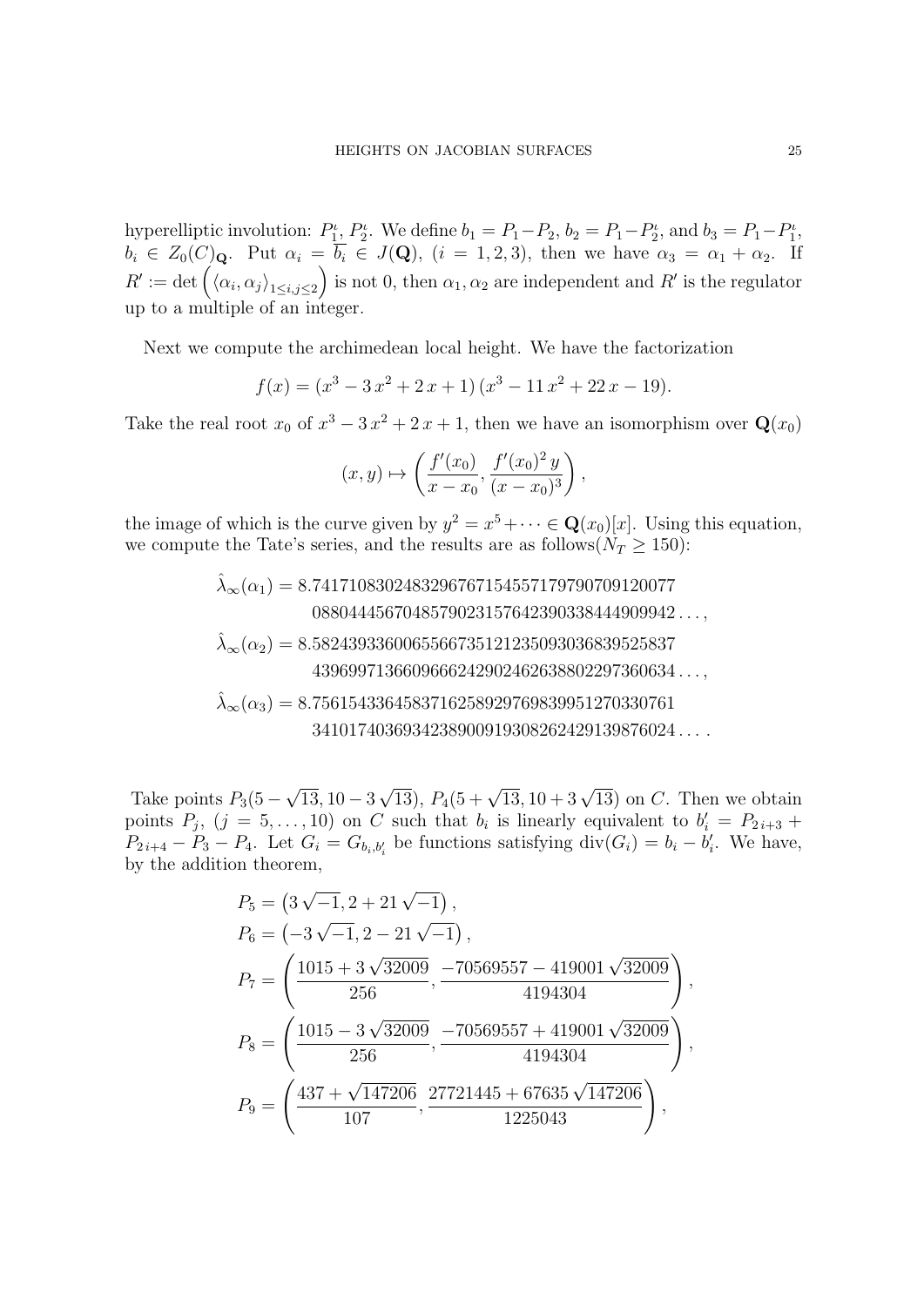hyperelliptic involution: $P_1^\iota$, $P_2^\iota$. We define $b_1 = P_1 - P_2$, $b_2 = P_1 - P_2^\iota$, and $b_3 = P_1 - P_1^\iota$, $b_i \in Z_0(C)_{\mathbf{Q}}$. Put $\alpha_i = \overline{b_i} \in J(\mathbf{Q})$, $(i = 1, 2, 3)$, then we have $\alpha_3 = \alpha_1 + \alpha_2$. If $R' := \det\left(\langle \alpha_i, \alpha_j \rangle_{1 \le i,j \le 2}\right)$ is not 0, then $\alpha_1, \alpha_2$ are independent and $R'$ is the regulator up to a multiple of an integer.

Next we compute the archimedean local height. We have the factorization

$$f(x) = (x^3 - 3\,x^2 + 2\,x + 1)\,(x^3 - 11\,x^2 + 22\,x - 19).$$

Take the real root $x_0$ of $x^3 - 3\,x^2 + 2\,x + 1$, then we have an isomorphism over $\mathbf{Q}(x_0)$

$$(x, y) \mapsto \left( \frac{f'(x_0)}{x - x_0}, \frac{f'(x_0)^2\, y}{(x - x_0)^3} \right),$$

the image of which is the curve given by $y^2 = x^5 + \cdots \in \mathbf{Q}(x_0)[x]$. Using this equation, we compute the Tate's series, and the results are as follows($N_T \ge 150$):

$$\begin{aligned}
\hat{\lambda}_\infty(\alpha_1) &= 8.741710830248329676715455717979070912007\\
&\quad\;\; 708804456704857902315764239033844490994 2\ldots,\\
\hat{\lambda}_\infty(\alpha_2) &= 8.582439336006556673512123509303683952583 7\\
&\quad\;\; 439699713660966624290246263880229736063 4\ldots,\\
\hat{\lambda}_\infty(\alpha_3) &= 8.756154336458371625892976983995127033076 1\\
&\quad\;\; 341017403693423890091930826242913987602 4\ldots.
\end{aligned}$$

Take points $P_3(5 - \sqrt{13}, 10 - 3\sqrt{13})$, $P_4(5 + \sqrt{13}, 10 + 3\sqrt{13})$ on $C$. Then we obtain points $P_j$, $(j = 5, \ldots, 10)$ on $C$ such that $b_i$ is linearly equivalent to $b_i' = P_{2i+3} + P_{2i+4} - P_3 - P_4$. Let $G_i = G_{b_i, b_i'}$ be functions satisfying $\operatorname{div}(G_i) = b_i - b_i'$. We have, by the addition theorem,

$$\begin{aligned}
P_5 &= \left(3\sqrt{-1}, 2 + 21\sqrt{-1}\right),\\
P_6 &= \left(-3\sqrt{-1}, 2 - 21\sqrt{-1}\right),\\
P_7 &= \left( \frac{1015 + 3\sqrt{32009}}{256}, \frac{-70569557 - 419001\sqrt{32009}}{4194304} \right),\\
P_8 &= \left( \frac{1015 - 3\sqrt{32009}}{256}, \frac{-70569557 + 419001\sqrt{32009}}{4194304} \right),\\
P_9 &= \left( \frac{437 + \sqrt{147206}}{107}, \frac{27721445 + 67635\sqrt{147206}}{1225043} \right),
\end{aligned}$$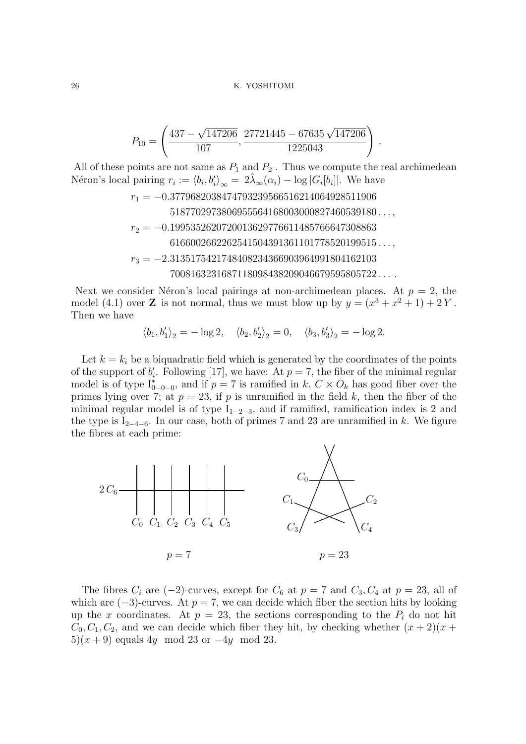$$P_{10} = \left( \frac{437 - \sqrt{147206}}{107}, \frac{27721445 - 67635\sqrt{147206}}{1225043} \right).$$

All of these points are not same as $P_1$ and $P_2$ . Thus we compute the real archimedean Néron's local pairing $r_i := \langle b_i, b_i' \rangle_\infty = 2\hat{\lambda}_\infty(\alpha_i) - \log |G_i[b_i]|$. We have

$$\begin{aligned}
r_1 &= -0.37796820384747932395665162140649285119065187702973806955564168003000827460539180\ldots, \\
r_2 &= -0.19953526207200136297766114857666473088636166002662262541504391361101778520199515\ldots, \\
r_3 &= -2.31351754217484082343669039649918041621037008163231687118098438209046679595805722\ldots.
\end{aligned}$$

Next we consider Néron's local pairings at non-archimedean places. At $p = 2$, the model (4.1) over $\mathbf{Z}$ is not normal, thus we must blow up by $y = (x^3 + x^2 + 1) + 2Y$. Then we have

$$\langle b_1, b_1' \rangle_2 = -\log 2, \quad \langle b_2, b_2' \rangle_2 = 0, \quad \langle b_3, b_3' \rangle_2 = -\log 2.$$

Let $k = k_i$ be a biquadratic field which is generated by the coordinates of the points of the support of $b_i'$. Following [17], we have: At $p = 7$, the fiber of the minimal regular model is of type $\mathrm{I}^*_{0-0-0}$, and if $p = 7$ is ramified in $k$, $C \times O_k$ has good fiber over the primes lying over 7; at $p = 23$, if $p$ is unramified in the field $k$, then the fiber of the minimal regular model is of type $\mathrm{I}_{1-2-3}$, and if ramified, ramification index is 2 and the type is $\mathrm{I}_{2-4-6}$. In our case, both of primes 7 and 23 are unramified in $k$. We figure the fibres at each prime:

$p = 7$ $\qquad\qquad$ $p = 23$

The fibres $C_i$ are $(-2)$-curves, except for $C_6$ at $p = 7$ and $C_3, C_4$ at $p = 23$, all of which are $(-3)$-curves. At $p = 7$, we can decide which fiber the section hits by looking up the $x$ coordinates. At $p = 23$, the sections corresponding to the $P_i$ do not hit $C_0, C_1, C_2$, and we can decide which fiber they hit, by checking whether $(x+2)(x+5)(x+9)$ equals $4y \mod 23$ or $-4y \mod 23$.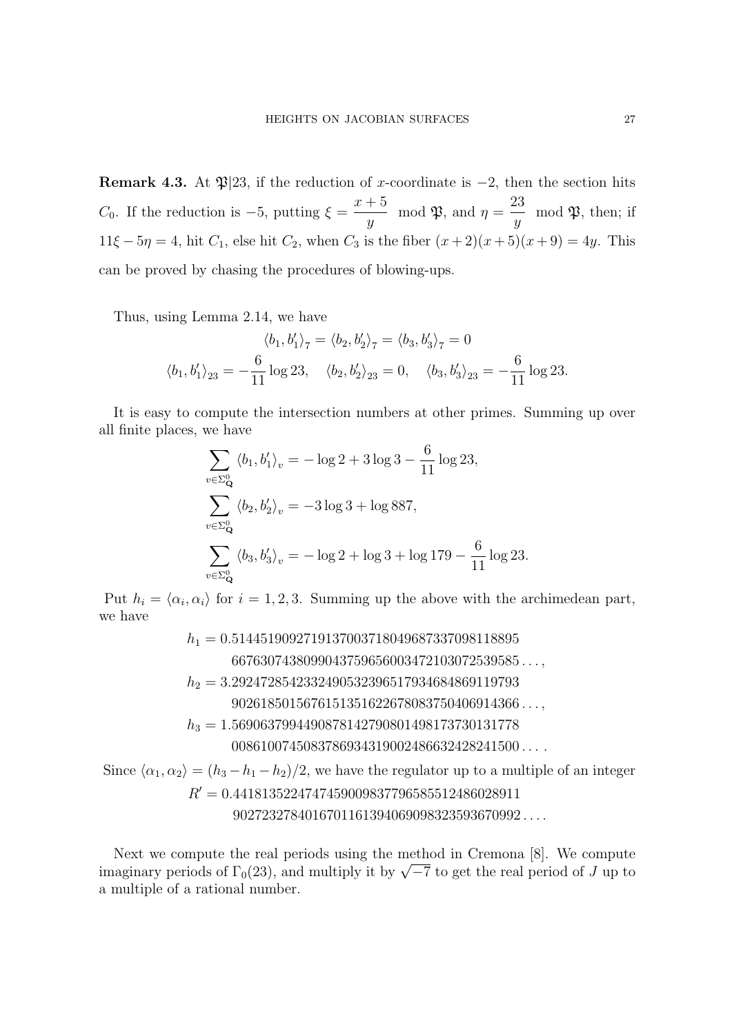**Remark 4.3.** At $\mathfrak{P}|23$, if the reduction of $x$-coordinate is $-2$, then the section hits $C_0$. If the reduction is $-5$, putting $\xi = \dfrac{x+5}{y} \mod \mathfrak{P}$, and $\eta = \dfrac{23}{y} \mod \mathfrak{P}$, then; if $11\xi - 5\eta = 4$, hit $C_1$, else hit $C_2$, when $C_3$ is the fiber $(x+2)(x+5)(x+9) = 4y$. This can be proved by chasing the procedures of blowing-ups.

Thus, using Lemma 2.14, we have

$$\langle b_1, b_1' \rangle_7 = \langle b_2, b_2' \rangle_7 = \langle b_3, b_3' \rangle_7 = 0$$

$$\langle b_1, b_1' \rangle_{23} = -\frac{6}{11} \log 23, \quad \langle b_2, b_2' \rangle_{23} = 0, \quad \langle b_3, b_3' \rangle_{23} = -\frac{6}{11} \log 23.$$

It is easy to compute the intersection numbers at other primes. Summing up over all finite places, we have

$$\sum_{v \in \Sigma^0_{\mathbf{Q}}} \langle b_1, b_1' \rangle_v = -\log 2 + 3 \log 3 - \frac{6}{11} \log 23,$$

$$\sum_{v \in \Sigma^0_{\mathbf{Q}}} \langle b_2, b_2' \rangle_v = -3 \log 3 + \log 887,$$

$$\sum_{v \in \Sigma^0_{\mathbf{Q}}} \langle b_3, b_3' \rangle_v = -\log 2 + \log 3 + \log 179 - \frac{6}{11} \log 23.$$

Put $h_i = \langle \alpha_i, \alpha_i \rangle$ for $i = 1, 2, 3$. Summing up the above with the archimedean part, we have

$$h_1 = 0.51445190927191370037180496873370981188956676307438099043759656003472103072539585\ldots,$$

$$h_2 = 3.29247285423324905323965179346848691197939026185015676151351622678083750406914366\ldots,$$

$$h_3 = 1.56906379944908781427908014981737301317780086100745083786934319002486632428241500\ldots.$$

Since $\langle \alpha_1, \alpha_2 \rangle = (h_3 - h_1 - h_2)/2$, we have the regulator up to a multiple of an integer

$$R' = 0.44181352247474590098377965855124860289119027232784016701161394069098323593670992\ldots.$$

Next we compute the real periods using the method in Cremona [8]. We compute imaginary periods of $\Gamma_0(23)$, and multiply it by $\sqrt{-7}$ to get the real period of $J$ up to a multiple of a rational number.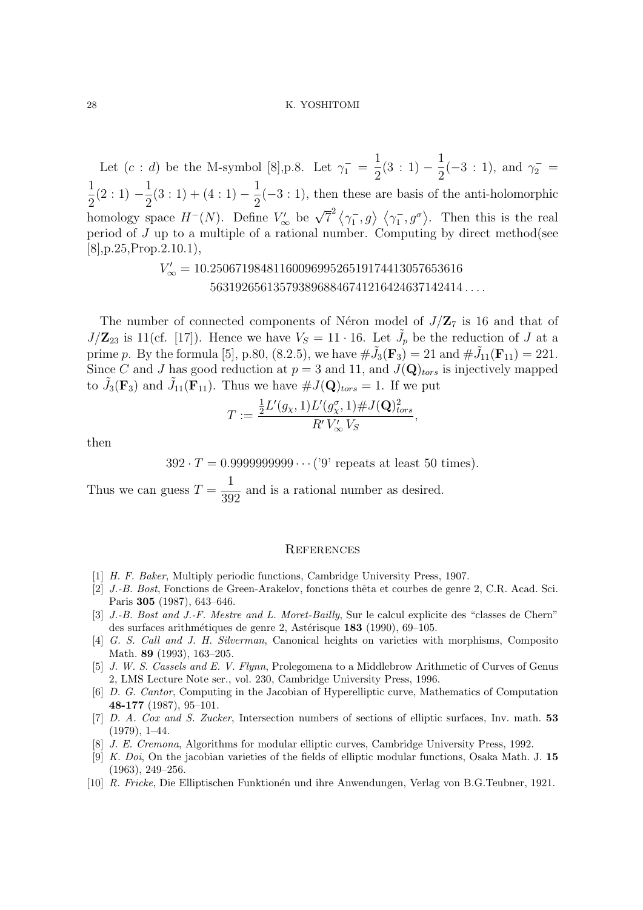Let $(c : d)$ be the M-symbol [8],p.8. Let $\gamma_1^- = \dfrac{1}{2}(3 : 1) - \dfrac{1}{2}(-3 : 1)$, and $\gamma_2^- = \dfrac{1}{2}(2 : 1) - \dfrac{1}{2}(3 : 1) + (4 : 1) - \dfrac{1}{2}(-3 : 1)$, then these are basis of the anti-holomorphic homology space $H^-(N)$. Define $V'_\infty$ be $\sqrt{7}^2 \langle \gamma_1^-, g \rangle \langle \gamma_1^-, g^\sigma \rangle$. Then this is the real period of $J$ up to a multiple of a rational number. Computing by direct method(see [8],p.25,Prop.2.10.1),

$$V'_\infty = 10.250671984811600969952651917441305765361656319265613579389688467412164246371424 14\ldots.$$

The number of connected components of Néron model of $J/\mathbf{Z}_7$ is 16 and that of $J/\mathbf{Z}_{23}$ is 11(cf. [17]). Hence we have $V_S = 11 \cdot 16$. Let $\tilde{J}_p$ be the reduction of $J$ at a prime $p$. By the formula [5], p.80, (8.2.5), we have $\#\tilde{J}_3(\mathbf{F}_3) = 21$ and $\#\tilde{J}_{11}(\mathbf{F}_{11}) = 221$. Since $C$ and $J$ has good reduction at $p = 3$ and 11, and $J(\mathbf{Q})_{tors}$ is injectively mapped to $\tilde{J}_3(\mathbf{F}_3)$ and $\tilde{J}_{11}(\mathbf{F}_{11})$. Thus we have $\#J(\mathbf{Q})_{tors} = 1$. If we put

$$T := \frac{\frac{1}{2}L'(g_\chi, 1)L'(g_\chi^\sigma, 1)\#J(\mathbf{Q})_{tors}^2}{R' V'_\infty V_S},$$

then

$$392 \cdot T = 0.9999999999 \cdots (\text{'9' repeats at least 50 times}).$$

Thus we can guess $T = \dfrac{1}{392}$ and is a rational number as desired.

# References

[1] *H. F. Baker*, Multiply periodic functions, Cambridge University Press, 1907.

[2] *J.-B. Bost*, Fonctions de Green-Arakelov, fonctions thêta et courbes de genre 2, C.R. Acad. Sci. Paris **305** (1987), 643–646.

[3] *J.-B. Bost and J.-F. Mestre and L. Moret-Bailly*, Sur le calcul explicite des "classes de Chern" des surfaces arithmétiques de genre 2, Astérisque **183** (1990), 69–105.

[4] *G. S. Call and J. H. Silverman*, Canonical heights on varieties with morphisms, Composito Math. **89** (1993), 163–205.

[5] *J. W. S. Cassels and E. V. Flynn*, Prolegomena to a Middlebrow Arithmetic of Curves of Genus 2, LMS Lecture Note ser., vol. 230, Cambridge University Press, 1996.

[6] *D. G. Cantor*, Computing in the Jacobian of Hyperelliptic curve, Mathematics of Computation **48-177** (1987), 95–101.

[7] *D. A. Cox and S. Zucker*, Intersection numbers of sections of elliptic surfaces, Inv. math. **53** (1979), 1–44.

[8] *J. E. Cremona*, Algorithms for modular elliptic curves, Cambridge University Press, 1992.

[9] *K. Doi*, On the jacobian varieties of the fields of elliptic modular functions, Osaka Math. J. **15** (1963), 249–256.

[10] *R. Fricke*, Die Elliptischen Funktionén und ihre Anwendungen, Verlag von B.G.Teubner, 1921.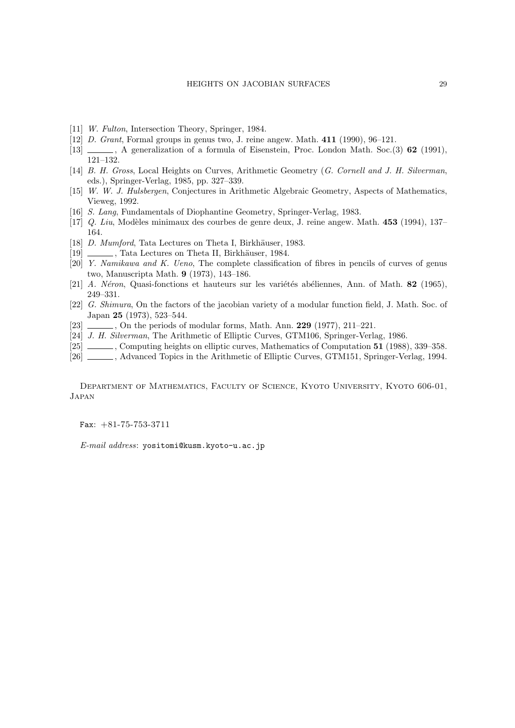[11] *W. Fulton*, Intersection Theory, Springer, 1984.

[12] *D. Grant*, Formal groups in genus two, J. reine angew. Math. **411** (1990), 96–121.

[13] ______, A generalization of a formula of Eisenstein, Proc. London Math. Soc.(3) **62** (1991), 121–132.

[14] *B. H. Gross*, Local Heights on Curves, Arithmetic Geometry (*G. Cornell and J. H. Silverman*, eds.), Springer-Verlag, 1985, pp. 327–339.

[15] *W. W. J. Hulsbergen*, Conjectures in Arithmetic Algebraic Geometry, Aspects of Mathematics, Vieweg, 1992.

[16] *S. Lang*, Fundamentals of Diophantine Geometry, Springer-Verlag, 1983.

[17] *Q. Liu*, Modèles minimaux des courbes de genre deux, J. reine angew. Math. **453** (1994), 137–164.

[18] *D. Mumford*, Tata Lectures on Theta I, Birkhäuser, 1983.

[19] ______, Tata Lectures on Theta II, Birkhäuser, 1984.

[20] *Y. Namikawa and K. Ueno*, The complete classification of fibres in pencils of curves of genus two, Manuscripta Math. **9** (1973), 143–186.

[21] *A. Néron*, Quasi-fonctions et hauteurs sur les variétés abéliennes, Ann. of Math. **82** (1965), 249–331.

[22] *G. Shimura*, On the factors of the jacobian variety of a modular function field, J. Math. Soc. of Japan **25** (1973), 523–544.

[23] ______, On the periods of modular forms, Math. Ann. **229** (1977), 211–221.

[24] *J. H. Silverman*, The Arithmetic of Elliptic Curves, GTM106, Springer-Verlag, 1986.

[25] ______, Computing heights on elliptic curves, Mathematics of Computation **51** (1988), 339–358.

[26] ______, Advanced Topics in the Arithmetic of Elliptic Curves, GTM151, Springer-Verlag, 1994.

Department of Mathematics, Faculty of Science, Kyoto University, Kyoto 606-01, Japan

Fax: +81-75-753-3711

*E-mail address*: yositomi@kusm.kyoto-u.ac.jp